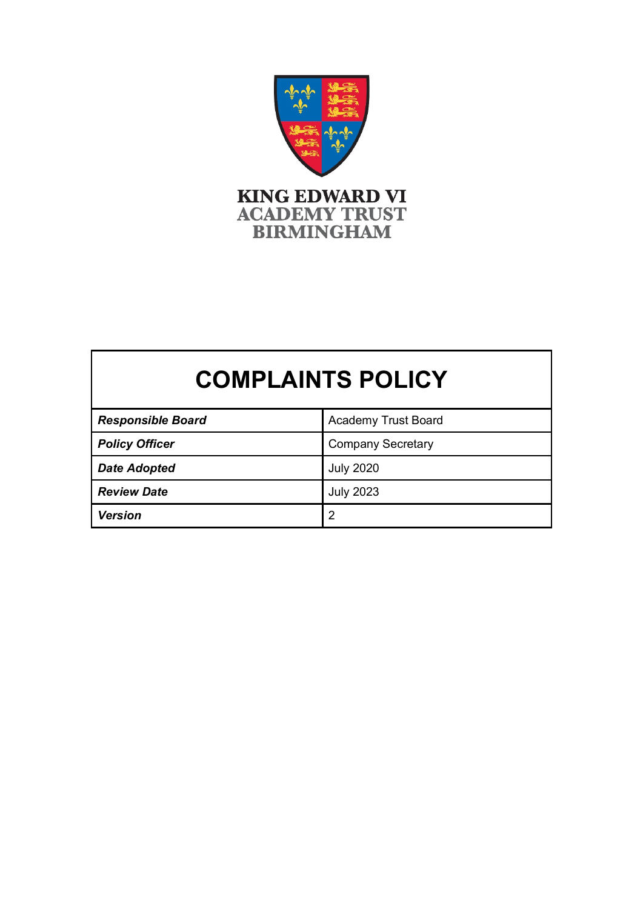KING EDWARD VI
ACADEMY TRUST
BIRMINGHAM

# COMPLAINTS POLICY

| | |
|---|---|
| ***Responsible Board*** | Academy Trust Board |
| ***Policy Officer*** | Company Secretary |
| ***Date Adopted*** | July 2020 |
| ***Review Date*** | July 2023 |
| ***Version*** | 2 |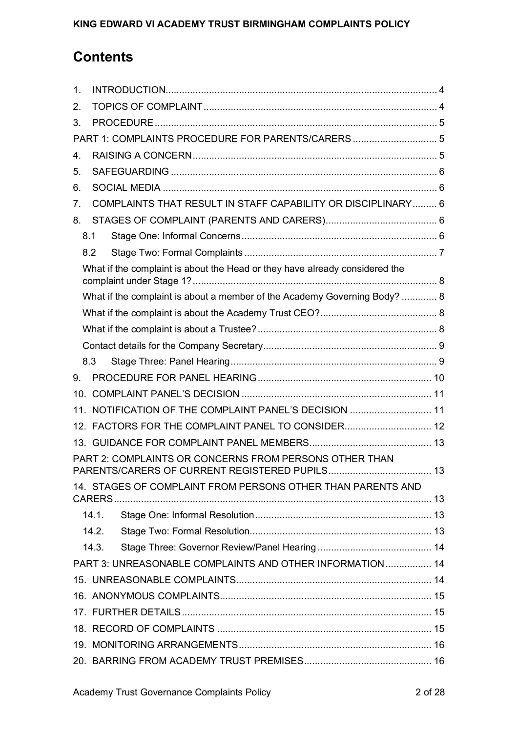# Contents

1. INTRODUCTION .... 4
2. TOPICS OF COMPLAINT .... 4
3. PROCEDURE .... 5

PART 1: COMPLAINTS PROCEDURE FOR PARENTS/CARERS .... 5

4. RAISING A CONCERN .... 5
5. SAFEGUARDING .... 6
6. SOCIAL MEDIA .... 6
7. COMPLAINTS THAT RESULT IN STAFF CAPABILITY OR DISCIPLINARY .... 6
8. STAGES OF COMPLAINT (PARENTS AND CARERS) .... 6
   - 8.1 Stage One: Informal Concerns .... 6
   - 8.2 Stage Two: Formal Complaints .... 7
     - What if the complaint is about the Head or they have already considered the complaint under Stage 1? .... 8
     - What if the complaint is about a member of the Academy Governing Body? .... 8
     - What if the complaint is about the Academy Trust CEO? .... 8
     - What if the complaint is about a Trustee? .... 8
     - Contact details for the Company Secretary .... 9
   - 8.3 Stage Three: Panel Hearing .... 9
9. PROCEDURE FOR PANEL HEARING .... 10
10. COMPLAINT PANEL'S DECISION .... 11
11. NOTIFICATION OF THE COMPLAINT PANEL'S DECISION .... 11
12. FACTORS FOR THE COMPLAINT PANEL TO CONSIDER .... 12
13. GUIDANCE FOR COMPLAINT PANEL MEMBERS .... 13

PART 2: COMPLAINTS OR CONCERNS FROM PERSONS OTHER THAN PARENTS/CARERS OF CURRENT REGISTERED PUPILS .... 13

14. STAGES OF COMPLAINT FROM PERSONS OTHER THAN PARENTS AND CARERS .... 13
   - 14.1. Stage One: Informal Resolution .... 13
   - 14.2. Stage Two: Formal Resolution .... 13
   - 14.3. Stage Three: Governor Review/Panel Hearing .... 14

PART 3: UNREASONABLE COMPLAINTS AND OTHER INFORMATION .... 14

15. UNREASONABLE COMPLAINTS .... 14
16. ANONYMOUS COMPLAINTS .... 15
17. FURTHER DETAILS .... 15
18. RECORD OF COMPLAINTS .... 15
19. MONITORING ARRANGEMENTS .... 16
20. BARRING FROM ACADEMY TRUST PREMISES .... 16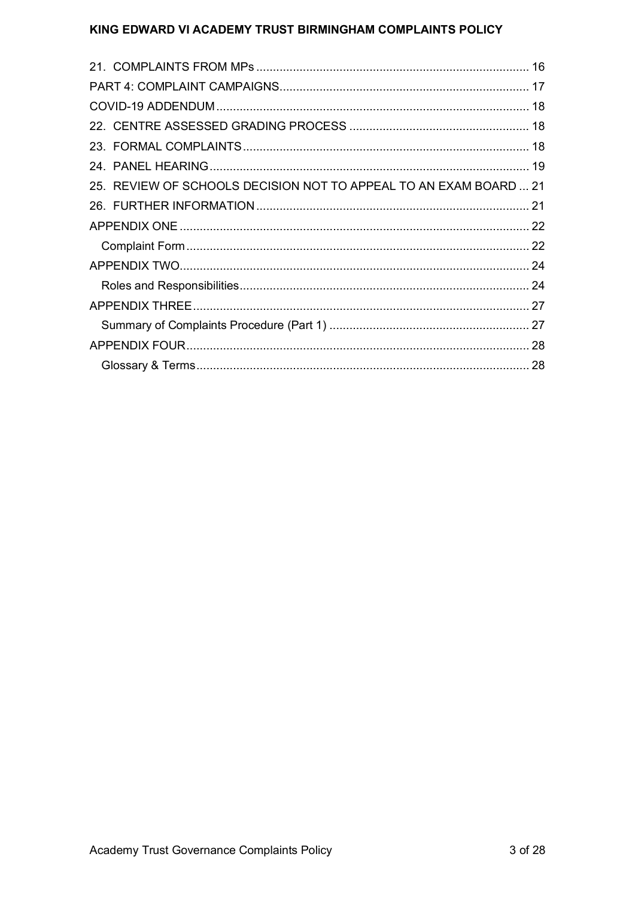21. COMPLAINTS FROM MPs ..... 16
PART 4: COMPLAINT CAMPAIGNS ..... 17
COVID-19 ADDENDUM ..... 18
22. CENTRE ASSESSED GRADING PROCESS ..... 18
23. FORMAL COMPLAINTS ..... 18
24. PANEL HEARING ..... 19
25. REVIEW OF SCHOOLS DECISION NOT TO APPEAL TO AN EXAM BOARD ..... 21
26. FURTHER INFORMATION ..... 21
APPENDIX ONE ..... 22
    Complaint Form ..... 22
APPENDIX TWO ..... 24
    Roles and Responsibilities ..... 24
APPENDIX THREE ..... 27
    Summary of Complaints Procedure (Part 1) ..... 27
APPENDIX FOUR ..... 28
    Glossary & Terms ..... 28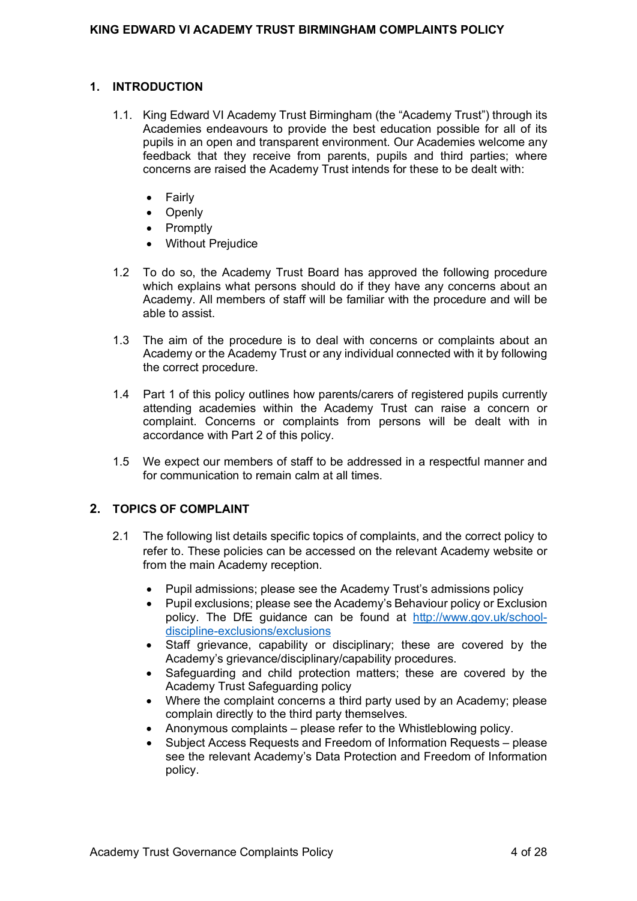## 1. INTRODUCTION

1.1. King Edward VI Academy Trust Birmingham (the "Academy Trust") through its Academies endeavours to provide the best education possible for all of its pupils in an open and transparent environment. Our Academies welcome any feedback that they receive from parents, pupils and third parties; where concerns are raised the Academy Trust intends for these to be dealt with:

- Fairly
- Openly
- Promptly
- Without Prejudice

1.2 To do so, the Academy Trust Board has approved the following procedure which explains what persons should do if they have any concerns about an Academy. All members of staff will be familiar with the procedure and will be able to assist.

1.3 The aim of the procedure is to deal with concerns or complaints about an Academy or the Academy Trust or any individual connected with it by following the correct procedure.

1.4 Part 1 of this policy outlines how parents/carers of registered pupils currently attending academies within the Academy Trust can raise a concern or complaint. Concerns or complaints from persons will be dealt with in accordance with Part 2 of this policy.

1.5 We expect our members of staff to be addressed in a respectful manner and for communication to remain calm at all times.

## 2. TOPICS OF COMPLAINT

2.1 The following list details specific topics of complaints, and the correct policy to refer to. These policies can be accessed on the relevant Academy website or from the main Academy reception.

- Pupil admissions; please see the Academy Trust's admissions policy
- Pupil exclusions; please see the Academy's Behaviour policy or Exclusion policy. The DfE guidance can be found at [http://www.gov.uk/school-discipline-exclusions/exclusions](http://www.gov.uk/school-discipline-exclusions/exclusions)
- Staff grievance, capability or disciplinary; these are covered by the Academy's grievance/disciplinary/capability procedures.
- Safeguarding and child protection matters; these are covered by the Academy Trust Safeguarding policy
- Where the complaint concerns a third party used by an Academy; please complain directly to the third party themselves.
- Anonymous complaints – please refer to the Whistleblowing policy.
- Subject Access Requests and Freedom of Information Requests – please see the relevant Academy's Data Protection and Freedom of Information policy.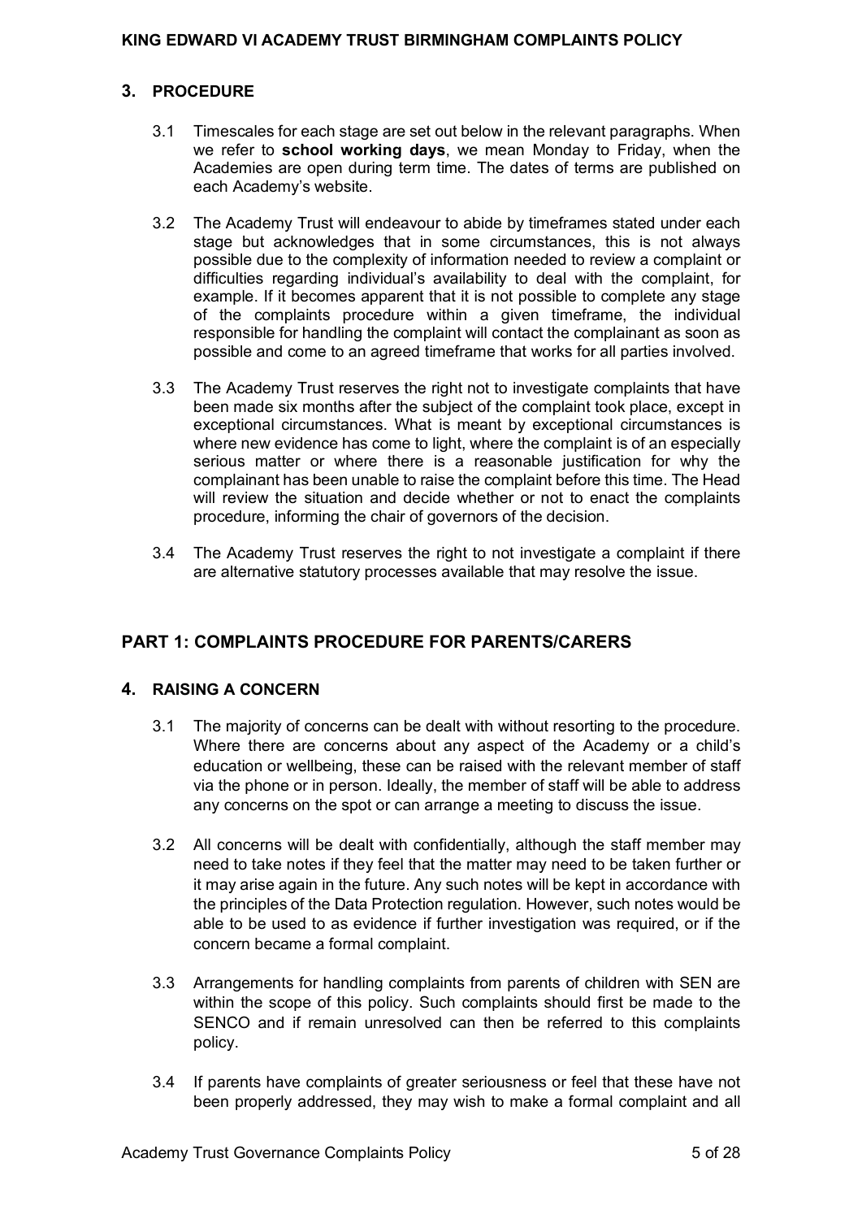## 3. PROCEDURE

3.1 Timescales for each stage are set out below in the relevant paragraphs. When we refer to **school working days**, we mean Monday to Friday, when the Academies are open during term time. The dates of terms are published on each Academy's website.

3.2 The Academy Trust will endeavour to abide by timeframes stated under each stage but acknowledges that in some circumstances, this is not always possible due to the complexity of information needed to review a complaint or difficulties regarding individual's availability to deal with the complaint, for example. If it becomes apparent that it is not possible to complete any stage of the complaints procedure within a given timeframe, the individual responsible for handling the complaint will contact the complainant as soon as possible and come to an agreed timeframe that works for all parties involved.

3.3 The Academy Trust reserves the right not to investigate complaints that have been made six months after the subject of the complaint took place, except in exceptional circumstances. What is meant by exceptional circumstances is where new evidence has come to light, where the complaint is of an especially serious matter or where there is a reasonable justification for why the complainant has been unable to raise the complaint before this time. The Head will review the situation and decide whether or not to enact the complaints procedure, informing the chair of governors of the decision.

3.4 The Academy Trust reserves the right to not investigate a complaint if there are alternative statutory processes available that may resolve the issue.

# PART 1: COMPLAINTS PROCEDURE FOR PARENTS/CARERS

## 4. RAISING A CONCERN

3.1 The majority of concerns can be dealt with without resorting to the procedure. Where there are concerns about any aspect of the Academy or a child's education or wellbeing, these can be raised with the relevant member of staff via the phone or in person. Ideally, the member of staff will be able to address any concerns on the spot or can arrange a meeting to discuss the issue.

3.2 All concerns will be dealt with confidentially, although the staff member may need to take notes if they feel that the matter may need to be taken further or it may arise again in the future. Any such notes will be kept in accordance with the principles of the Data Protection regulation. However, such notes would be able to be used to as evidence if further investigation was required, or if the concern became a formal complaint.

3.3 Arrangements for handling complaints from parents of children with SEN are within the scope of this policy. Such complaints should first be made to the SENCO and if remain unresolved can then be referred to this complaints policy.

3.4 If parents have complaints of greater seriousness or feel that these have not been properly addressed, they may wish to make a formal complaint and all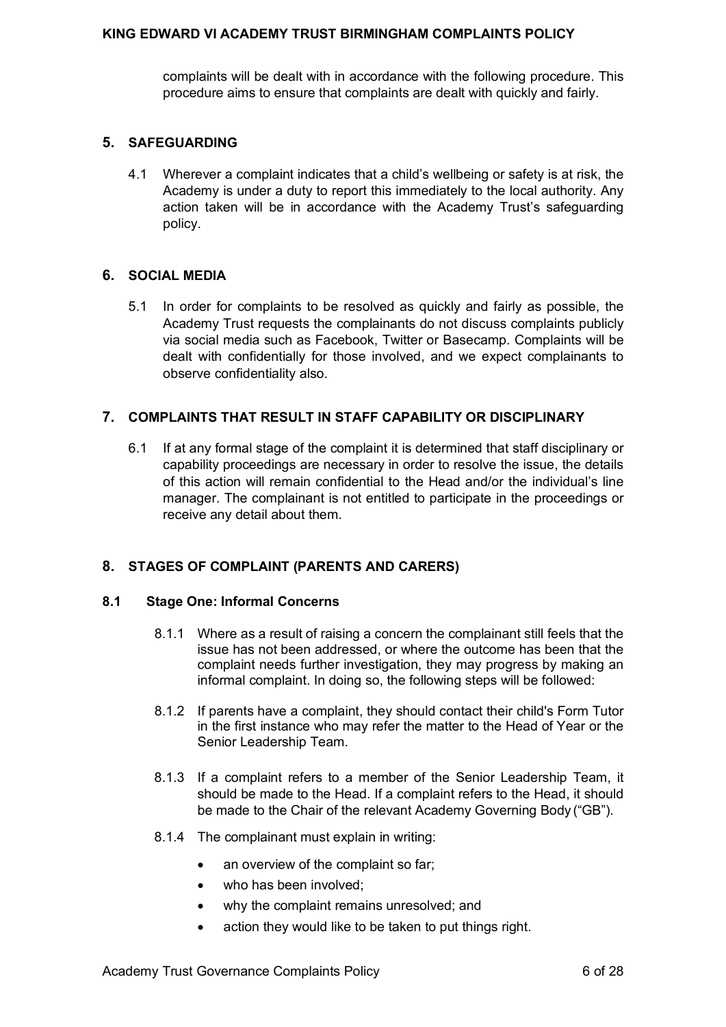complaints will be dealt with in accordance with the following procedure. This procedure aims to ensure that complaints are dealt with quickly and fairly.

## 5. SAFEGUARDING

4.1 Wherever a complaint indicates that a child's wellbeing or safety is at risk, the Academy is under a duty to report this immediately to the local authority. Any action taken will be in accordance with the Academy Trust's safeguarding policy.

## 6. SOCIAL MEDIA

5.1 In order for complaints to be resolved as quickly and fairly as possible, the Academy Trust requests the complainants do not discuss complaints publicly via social media such as Facebook, Twitter or Basecamp. Complaints will be dealt with confidentially for those involved, and we expect complainants to observe confidentiality also.

## 7. COMPLAINTS THAT RESULT IN STAFF CAPABILITY OR DISCIPLINARY

6.1 If at any formal stage of the complaint it is determined that staff disciplinary or capability proceedings are necessary in order to resolve the issue, the details of this action will remain confidential to the Head and/or the individual's line manager. The complainant is not entitled to participate in the proceedings or receive any detail about them.

## 8. STAGES OF COMPLAINT (PARENTS AND CARERS)

### 8.1 Stage One: Informal Concerns

8.1.1 Where as a result of raising a concern the complainant still feels that the issue has not been addressed, or where the outcome has been that the complaint needs further investigation, they may progress by making an informal complaint. In doing so, the following steps will be followed:

8.1.2 If parents have a complaint, they should contact their child's Form Tutor in the first instance who may refer the matter to the Head of Year or the Senior Leadership Team.

8.1.3 If a complaint refers to a member of the Senior Leadership Team, it should be made to the Head. If a complaint refers to the Head, it should be made to the Chair of the relevant Academy Governing Body ("GB").

8.1.4 The complainant must explain in writing:

- an overview of the complaint so far;
- who has been involved;
- why the complaint remains unresolved; and
- action they would like to be taken to put things right.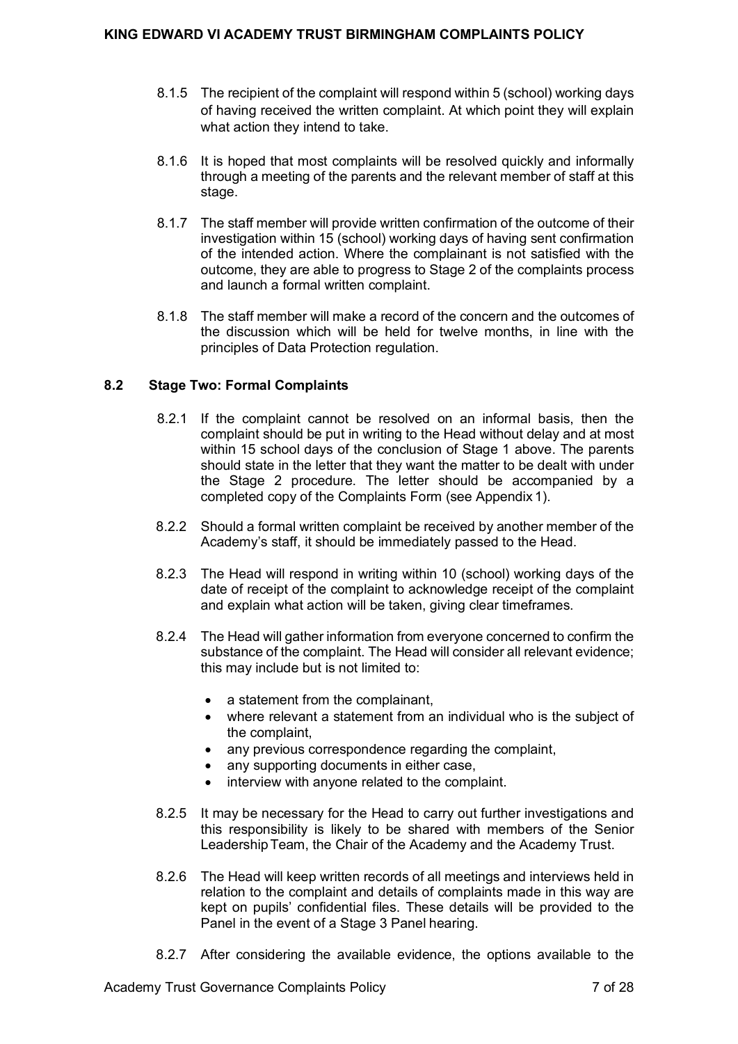8.1.5 The recipient of the complaint will respond within 5 (school) working days of having received the written complaint. At which point they will explain what action they intend to take.

8.1.6 It is hoped that most complaints will be resolved quickly and informally through a meeting of the parents and the relevant member of staff at this stage.

8.1.7 The staff member will provide written confirmation of the outcome of their investigation within 15 (school) working days of having sent confirmation of the intended action. Where the complainant is not satisfied with the outcome, they are able to progress to Stage 2 of the complaints process and launch a formal written complaint.

8.1.8 The staff member will make a record of the concern and the outcomes of the discussion which will be held for twelve months, in line with the principles of Data Protection regulation.

### 8.2 Stage Two: Formal Complaints

8.2.1 If the complaint cannot be resolved on an informal basis, then the complaint should be put in writing to the Head without delay and at most within 15 school days of the conclusion of Stage 1 above. The parents should state in the letter that they want the matter to be dealt with under the Stage 2 procedure. The letter should be accompanied by a completed copy of the Complaints Form (see Appendix 1).

8.2.2 Should a formal written complaint be received by another member of the Academy's staff, it should be immediately passed to the Head.

8.2.3 The Head will respond in writing within 10 (school) working days of the date of receipt of the complaint to acknowledge receipt of the complaint and explain what action will be taken, giving clear timeframes.

8.2.4 The Head will gather information from everyone concerned to confirm the substance of the complaint. The Head will consider all relevant evidence; this may include but is not limited to:

- a statement from the complainant,
- where relevant a statement from an individual who is the subject of the complaint,
- any previous correspondence regarding the complaint,
- any supporting documents in either case,
- interview with anyone related to the complaint.

8.2.5 It may be necessary for the Head to carry out further investigations and this responsibility is likely to be shared with members of the Senior Leadership Team, the Chair of the Academy and the Academy Trust.

8.2.6 The Head will keep written records of all meetings and interviews held in relation to the complaint and details of complaints made in this way are kept on pupils' confidential files. These details will be provided to the Panel in the event of a Stage 3 Panel hearing.

8.2.7 After considering the available evidence, the options available to the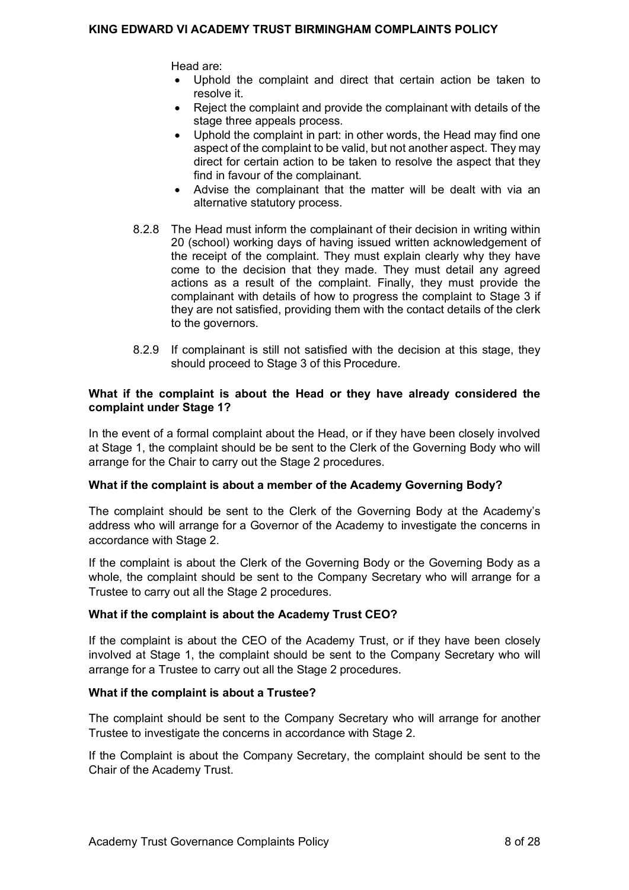Head are:

- Uphold the complaint and direct that certain action be taken to resolve it.
- Reject the complaint and provide the complainant with details of the stage three appeals process.
- Uphold the complaint in part: in other words, the Head may find one aspect of the complaint to be valid, but not another aspect. They may direct for certain action to be taken to resolve the aspect that they find in favour of the complainant.
- Advise the complainant that the matter will be dealt with via an alternative statutory process.

8.2.8 The Head must inform the complainant of their decision in writing within 20 (school) working days of having issued written acknowledgement of the receipt of the complaint. They must explain clearly why they have come to the decision that they made. They must detail any agreed actions as a result of the complaint. Finally, they must provide the complainant with details of how to progress the complaint to Stage 3 if they are not satisfied, providing them with the contact details of the clerk to the governors.

8.2.9 If complainant is still not satisfied with the decision at this stage, they should proceed to Stage 3 of this Procedure.

**What if the complaint is about the Head or they have already considered the complaint under Stage 1?**

In the event of a formal complaint about the Head, or if they have been closely involved at Stage 1, the complaint should be be sent to the Clerk of the Governing Body who will arrange for the Chair to carry out the Stage 2 procedures.

**What if the complaint is about a member of the Academy Governing Body?**

The complaint should be sent to the Clerk of the Governing Body at the Academy's address who will arrange for a Governor of the Academy to investigate the concerns in accordance with Stage 2.

If the complaint is about the Clerk of the Governing Body or the Governing Body as a whole, the complaint should be sent to the Company Secretary who will arrange for a Trustee to carry out all the Stage 2 procedures.

**What if the complaint is about the Academy Trust CEO?**

If the complaint is about the CEO of the Academy Trust, or if they have been closely involved at Stage 1, the complaint should be sent to the Company Secretary who will arrange for a Trustee to carry out all the Stage 2 procedures.

**What if the complaint is about a Trustee?**

The complaint should be sent to the Company Secretary who will arrange for another Trustee to investigate the concerns in accordance with Stage 2.

If the Complaint is about the Company Secretary, the complaint should be sent to the Chair of the Academy Trust.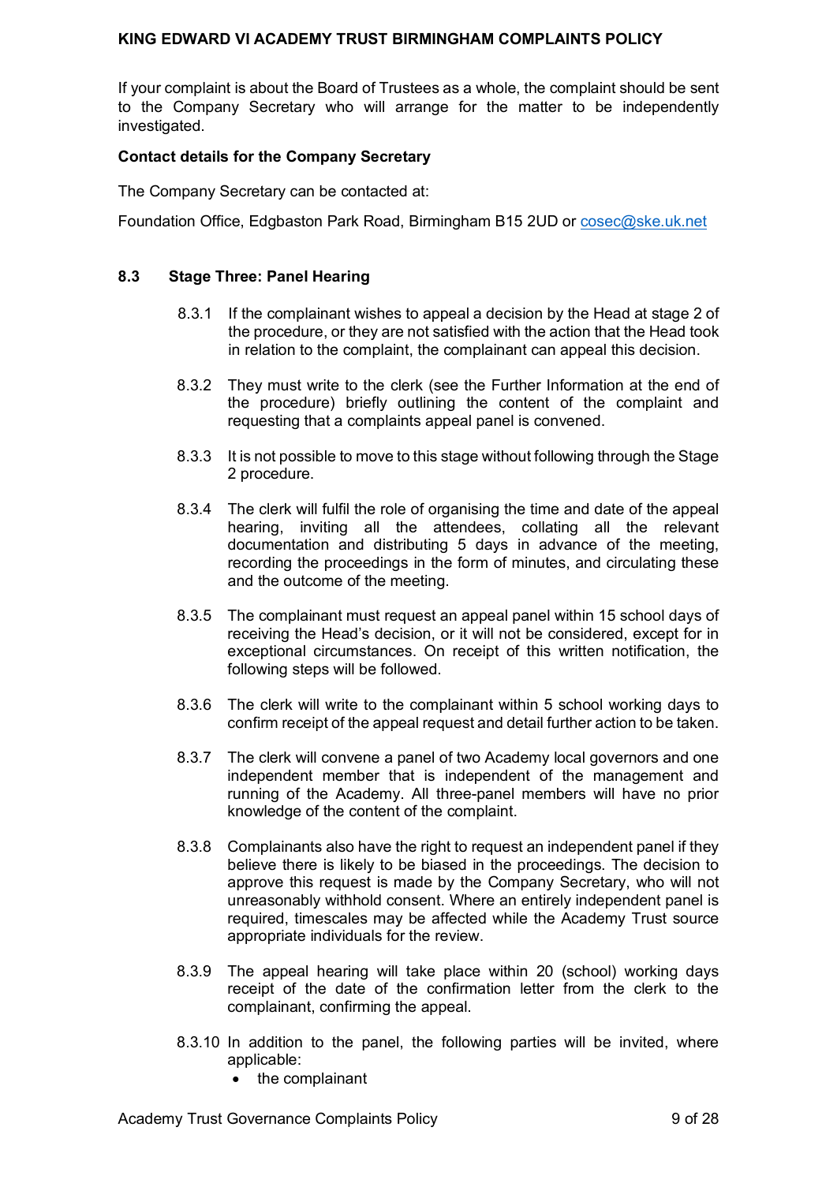If your complaint is about the Board of Trustees as a whole, the complaint should be sent to the Company Secretary who will arrange for the matter to be independently investigated.

**Contact details for the Company Secretary**

The Company Secretary can be contacted at:

Foundation Office, Edgbaston Park Road, Birmingham B15 2UD or cosec@ske.uk.net

### 8.3 Stage Three: Panel Hearing

8.3.1 If the complainant wishes to appeal a decision by the Head at stage 2 of the procedure, or they are not satisfied with the action that the Head took in relation to the complaint, the complainant can appeal this decision.

8.3.2 They must write to the clerk (see the Further Information at the end of the procedure) briefly outlining the content of the complaint and requesting that a complaints appeal panel is convened.

8.3.3 It is not possible to move to this stage without following through the Stage 2 procedure.

8.3.4 The clerk will fulfil the role of organising the time and date of the appeal hearing, inviting all the attendees, collating all the relevant documentation and distributing 5 days in advance of the meeting, recording the proceedings in the form of minutes, and circulating these and the outcome of the meeting.

8.3.5 The complainant must request an appeal panel within 15 school days of receiving the Head's decision, or it will not be considered, except for in exceptional circumstances. On receipt of this written notification, the following steps will be followed.

8.3.6 The clerk will write to the complainant within 5 school working days to confirm receipt of the appeal request and detail further action to be taken.

8.3.7 The clerk will convene a panel of two Academy local governors and one independent member that is independent of the management and running of the Academy. All three-panel members will have no prior knowledge of the content of the complaint.

8.3.8 Complainants also have the right to request an independent panel if they believe there is likely to be biased in the proceedings. The decision to approve this request is made by the Company Secretary, who will not unreasonably withhold consent. Where an entirely independent panel is required, timescales may be affected while the Academy Trust source appropriate individuals for the review.

8.3.9 The appeal hearing will take place within 20 (school) working days receipt of the date of the confirmation letter from the clerk to the complainant, confirming the appeal.

8.3.10 In addition to the panel, the following parties will be invited, where applicable:

- the complainant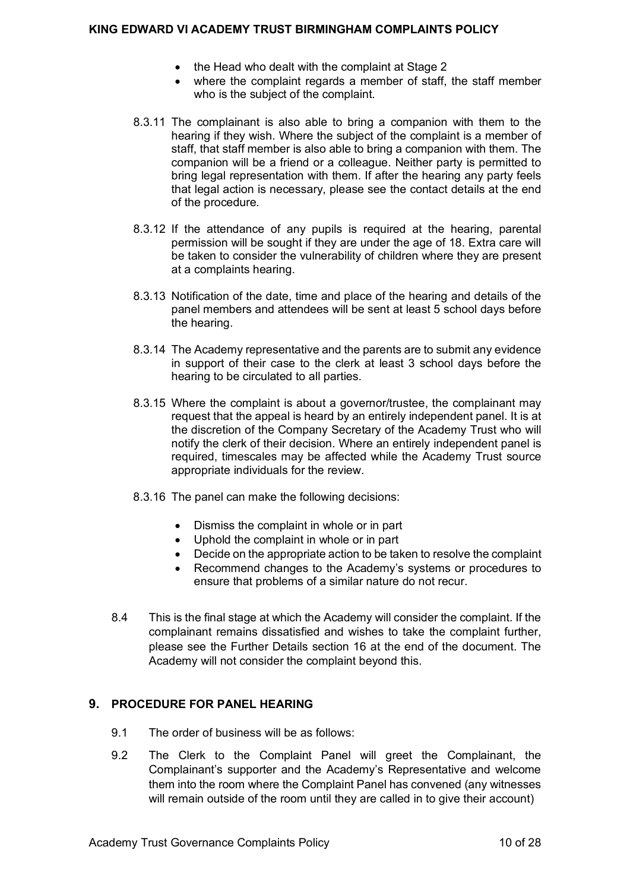- the Head who dealt with the complaint at Stage 2
- where the complaint regards a member of staff, the staff member who is the subject of the complaint.

8.3.11 The complainant is also able to bring a companion with them to the hearing if they wish. Where the subject of the complaint is a member of staff, that staff member is also able to bring a companion with them. The companion will be a friend or a colleague. Neither party is permitted to bring legal representation with them. If after the hearing any party feels that legal action is necessary, please see the contact details at the end of the procedure.

8.3.12 If the attendance of any pupils is required at the hearing, parental permission will be sought if they are under the age of 18. Extra care will be taken to consider the vulnerability of children where they are present at a complaints hearing.

8.3.13 Notification of the date, time and place of the hearing and details of the panel members and attendees will be sent at least 5 school days before the hearing.

8.3.14 The Academy representative and the parents are to submit any evidence in support of their case to the clerk at least 3 school days before the hearing to be circulated to all parties.

8.3.15 Where the complaint is about a governor/trustee, the complainant may request that the appeal is heard by an entirely independent panel. It is at the discretion of the Company Secretary of the Academy Trust who will notify the clerk of their decision. Where an entirely independent panel is required, timescales may be affected while the Academy Trust source appropriate individuals for the review.

8.3.16 The panel can make the following decisions:

- Dismiss the complaint in whole or in part
- Uphold the complaint in whole or in part
- Decide on the appropriate action to be taken to resolve the complaint
- Recommend changes to the Academy's systems or procedures to ensure that problems of a similar nature do not recur.

8.4 This is the final stage at which the Academy will consider the complaint. If the complainant remains dissatisfied and wishes to take the complaint further, please see the Further Details section 16 at the end of the document. The Academy will not consider the complaint beyond this.

## 9. PROCEDURE FOR PANEL HEARING

9.1 The order of business will be as follows:

9.2 The Clerk to the Complaint Panel will greet the Complainant, the Complainant's supporter and the Academy's Representative and welcome them into the room where the Complaint Panel has convened (any witnesses will remain outside of the room until they are called in to give their account)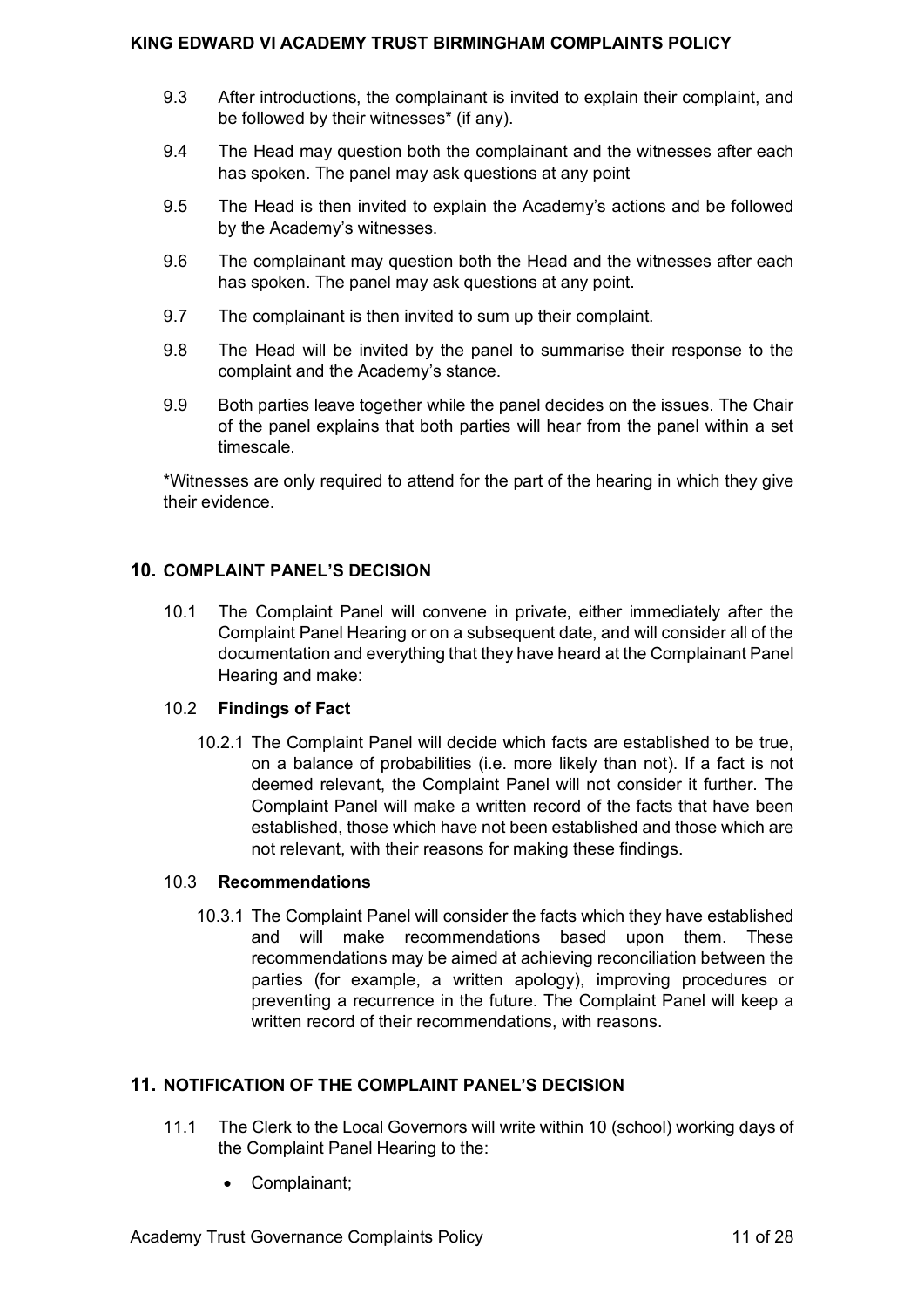9.3 After introductions, the complainant is invited to explain their complaint, and be followed by their witnesses* (if any).

9.4 The Head may question both the complainant and the witnesses after each has spoken. The panel may ask questions at any point

9.5 The Head is then invited to explain the Academy's actions and be followed by the Academy's witnesses.

9.6 The complainant may question both the Head and the witnesses after each has spoken. The panel may ask questions at any point.

9.7 The complainant is then invited to sum up their complaint.

9.8 The Head will be invited by the panel to summarise their response to the complaint and the Academy's stance.

9.9 Both parties leave together while the panel decides on the issues. The Chair of the panel explains that both parties will hear from the panel within a set timescale.

*Witnesses are only required to attend for the part of the hearing in which they give their evidence.

## 10. COMPLAINT PANEL'S DECISION

10.1 The Complaint Panel will convene in private, either immediately after the Complaint Panel Hearing or on a subsequent date, and will consider all of the documentation and everything that they have heard at the Complainant Panel Hearing and make:

10.2 **Findings of Fact**

10.2.1 The Complaint Panel will decide which facts are established to be true, on a balance of probabilities (i.e. more likely than not). If a fact is not deemed relevant, the Complaint Panel will not consider it further. The Complaint Panel will make a written record of the facts that have been established, those which have not been established and those which are not relevant, with their reasons for making these findings.

10.3 **Recommendations**

10.3.1 The Complaint Panel will consider the facts which they have established and will make recommendations based upon them. These recommendations may be aimed at achieving reconciliation between the parties (for example, a written apology), improving procedures or preventing a recurrence in the future. The Complaint Panel will keep a written record of their recommendations, with reasons.

## 11. NOTIFICATION OF THE COMPLAINT PANEL'S DECISION

11.1 The Clerk to the Local Governors will write within 10 (school) working days of the Complaint Panel Hearing to the:

- Complainant;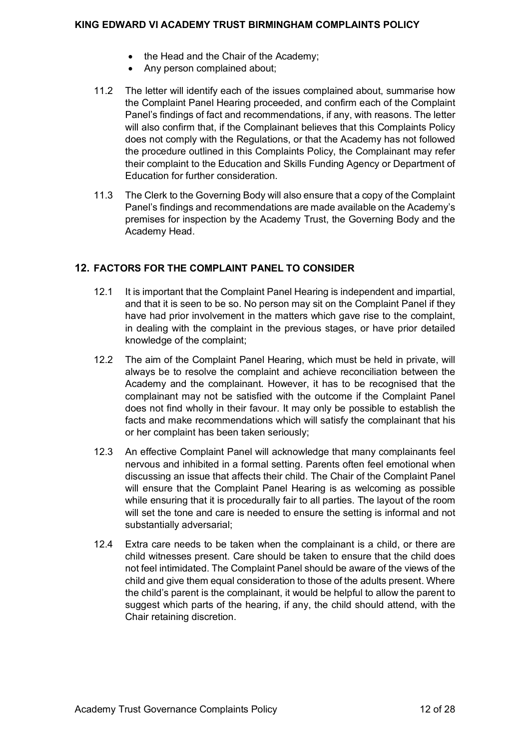- the Head and the Chair of the Academy;
- Any person complained about;

11.2 The letter will identify each of the issues complained about, summarise how the Complaint Panel Hearing proceeded, and confirm each of the Complaint Panel's findings of fact and recommendations, if any, with reasons. The letter will also confirm that, if the Complainant believes that this Complaints Policy does not comply with the Regulations, or that the Academy has not followed the procedure outlined in this Complaints Policy, the Complainant may refer their complaint to the Education and Skills Funding Agency or Department of Education for further consideration.

11.3 The Clerk to the Governing Body will also ensure that a copy of the Complaint Panel's findings and recommendations are made available on the Academy's premises for inspection by the Academy Trust, the Governing Body and the Academy Head.

## 12. FACTORS FOR THE COMPLAINT PANEL TO CONSIDER

12.1 It is important that the Complaint Panel Hearing is independent and impartial, and that it is seen to be so. No person may sit on the Complaint Panel if they have had prior involvement in the matters which gave rise to the complaint, in dealing with the complaint in the previous stages, or have prior detailed knowledge of the complaint;

12.2 The aim of the Complaint Panel Hearing, which must be held in private, will always be to resolve the complaint and achieve reconciliation between the Academy and the complainant. However, it has to be recognised that the complainant may not be satisfied with the outcome if the Complaint Panel does not find wholly in their favour. It may only be possible to establish the facts and make recommendations which will satisfy the complainant that his or her complaint has been taken seriously;

12.3 An effective Complaint Panel will acknowledge that many complainants feel nervous and inhibited in a formal setting. Parents often feel emotional when discussing an issue that affects their child. The Chair of the Complaint Panel will ensure that the Complaint Panel Hearing is as welcoming as possible while ensuring that it is procedurally fair to all parties. The layout of the room will set the tone and care is needed to ensure the setting is informal and not substantially adversarial;

12.4 Extra care needs to be taken when the complainant is a child, or there are child witnesses present. Care should be taken to ensure that the child does not feel intimidated. The Complaint Panel should be aware of the views of the child and give them equal consideration to those of the adults present. Where the child's parent is the complainant, it would be helpful to allow the parent to suggest which parts of the hearing, if any, the child should attend, with the Chair retaining discretion.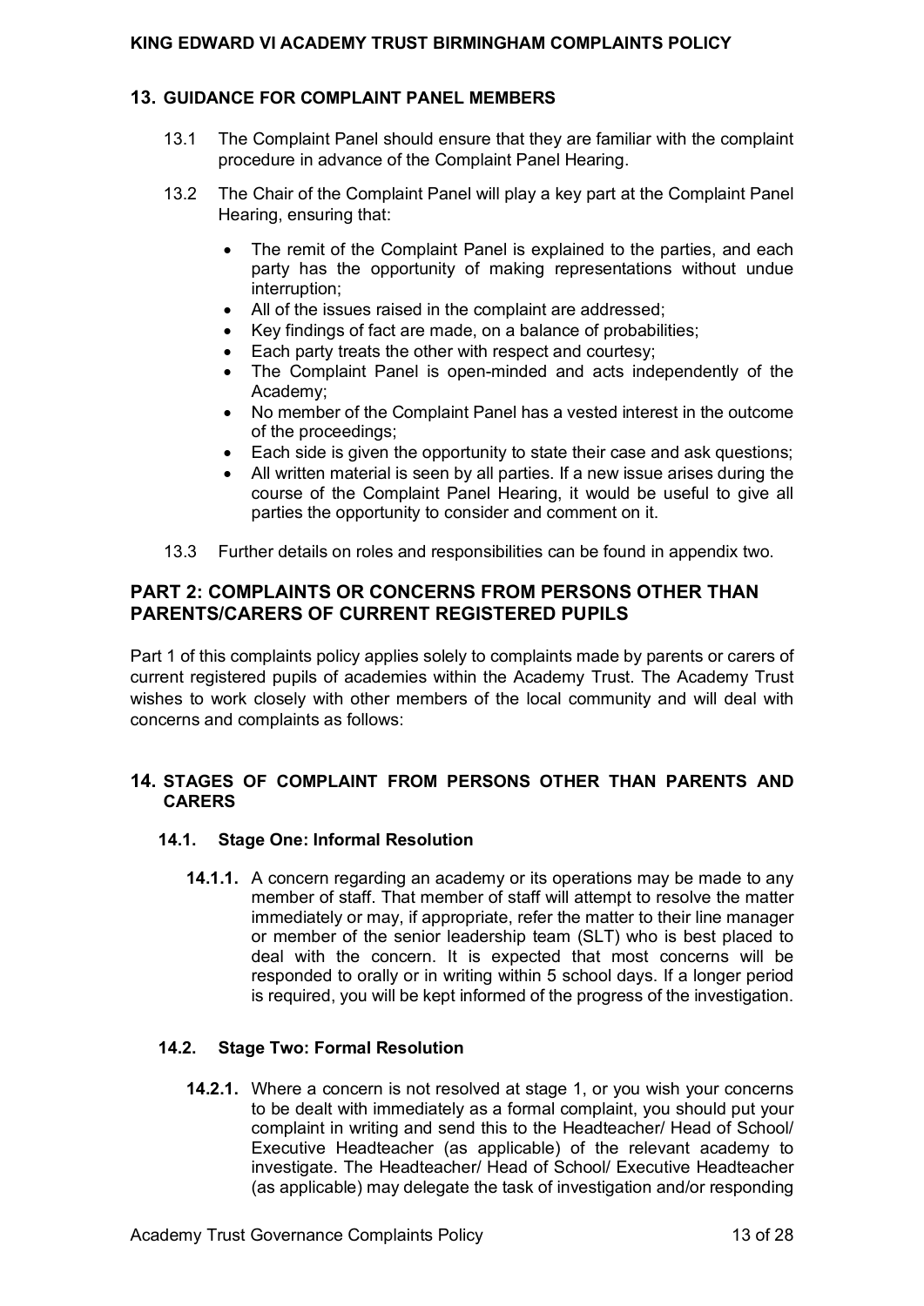## 13. GUIDANCE FOR COMPLAINT PANEL MEMBERS

13.1 The Complaint Panel should ensure that they are familiar with the complaint procedure in advance of the Complaint Panel Hearing.

13.2 The Chair of the Complaint Panel will play a key part at the Complaint Panel Hearing, ensuring that:

- The remit of the Complaint Panel is explained to the parties, and each party has the opportunity of making representations without undue interruption;
- All of the issues raised in the complaint are addressed;
- Key findings of fact are made, on a balance of probabilities;
- Each party treats the other with respect and courtesy;
- The Complaint Panel is open-minded and acts independently of the Academy;
- No member of the Complaint Panel has a vested interest in the outcome of the proceedings;
- Each side is given the opportunity to state their case and ask questions;
- All written material is seen by all parties. If a new issue arises during the course of the Complaint Panel Hearing, it would be useful to give all parties the opportunity to consider and comment on it.

13.3 Further details on roles and responsibilities can be found in appendix two.

# PART 2: COMPLAINTS OR CONCERNS FROM PERSONS OTHER THAN PARENTS/CARERS OF CURRENT REGISTERED PUPILS

Part 1 of this complaints policy applies solely to complaints made by parents or carers of current registered pupils of academies within the Academy Trust. The Academy Trust wishes to work closely with other members of the local community and will deal with concerns and complaints as follows:

## 14. STAGES OF COMPLAINT FROM PERSONS OTHER THAN PARENTS AND CARERS

### 14.1. Stage One: Informal Resolution

**14.1.1.** A concern regarding an academy or its operations may be made to any member of staff. That member of staff will attempt to resolve the matter immediately or may, if appropriate, refer the matter to their line manager or member of the senior leadership team (SLT) who is best placed to deal with the concern. It is expected that most concerns will be responded to orally or in writing within 5 school days. If a longer period is required, you will be kept informed of the progress of the investigation.

### 14.2. Stage Two: Formal Resolution

**14.2.1.** Where a concern is not resolved at stage 1, or you wish your concerns to be dealt with immediately as a formal complaint, you should put your complaint in writing and send this to the Headteacher/ Head of School/ Executive Headteacher (as applicable) of the relevant academy to investigate. The Headteacher/ Head of School/ Executive Headteacher (as applicable) may delegate the task of investigation and/or responding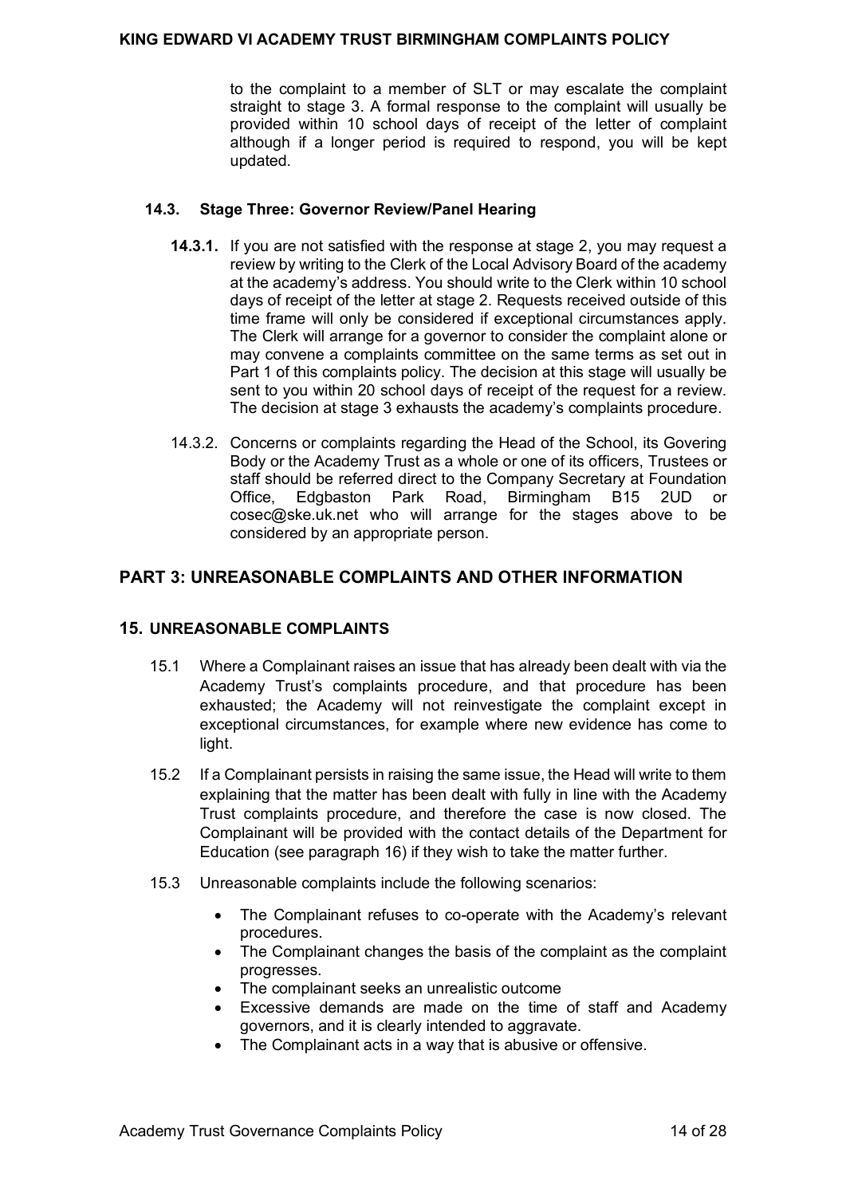to the complaint to a member of SLT or may escalate the complaint straight to stage 3. A formal response to the complaint will usually be provided within 10 school days of receipt of the letter of complaint although if a longer period is required to respond, you will be kept updated.

### 14.3. Stage Three: Governor Review/Panel Hearing

**14.3.1.** If you are not satisfied with the response at stage 2, you may request a review by writing to the Clerk of the Local Advisory Board of the academy at the academy's address. You should write to the Clerk within 10 school days of receipt of the letter at stage 2. Requests received outside of this time frame will only be considered if exceptional circumstances apply. The Clerk will arrange for a governor to consider the complaint alone or may convene a complaints committee on the same terms as set out in Part 1 of this complaints policy. The decision at this stage will usually be sent to you within 20 school days of receipt of the request for a review. The decision at stage 3 exhausts the academy's complaints procedure.

14.3.2. Concerns or complaints regarding the Head of the School, its Govering Body or the Academy Trust as a whole or one of its officers, Trustees or staff should be referred direct to the Company Secretary at Foundation Office, Edgbaston Park Road, Birmingham B15 2UD or cosec@ske.uk.net who will arrange for the stages above to be considered by an appropriate person.

## PART 3: UNREASONABLE COMPLAINTS AND OTHER INFORMATION

### 15. UNREASONABLE COMPLAINTS

15.1 Where a Complainant raises an issue that has already been dealt with via the Academy Trust's complaints procedure, and that procedure has been exhausted; the Academy will not reinvestigate the complaint except in exceptional circumstances, for example where new evidence has come to light.

15.2 If a Complainant persists in raising the same issue, the Head will write to them explaining that the matter has been dealt with fully in line with the Academy Trust complaints procedure, and therefore the case is now closed. The Complainant will be provided with the contact details of the Department for Education (see paragraph 16) if they wish to take the matter further.

15.3 Unreasonable complaints include the following scenarios:

- The Complainant refuses to co-operate with the Academy's relevant procedures.
- The Complainant changes the basis of the complaint as the complaint progresses.
- The complainant seeks an unrealistic outcome
- Excessive demands are made on the time of staff and Academy governors, and it is clearly intended to aggravate.
- The Complainant acts in a way that is abusive or offensive.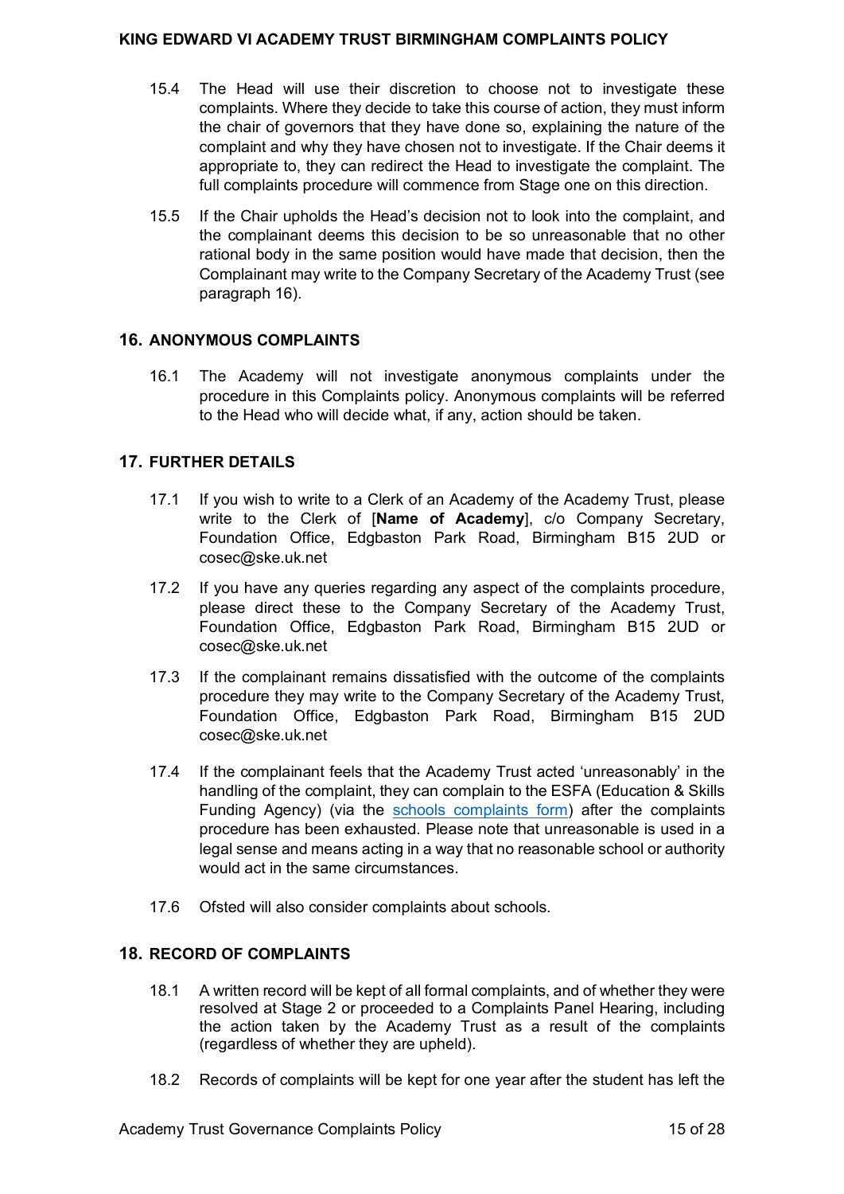15.4 The Head will use their discretion to choose not to investigate these complaints. Where they decide to take this course of action, they must inform the chair of governors that they have done so, explaining the nature of the complaint and why they have chosen not to investigate. If the Chair deems it appropriate to, they can redirect the Head to investigate the complaint. The full complaints procedure will commence from Stage one on this direction.

15.5 If the Chair upholds the Head's decision not to look into the complaint, and the complainant deems this decision to be so unreasonable that no other rational body in the same position would have made that decision, then the Complainant may write to the Company Secretary of the Academy Trust (see paragraph 16).

## 16. ANONYMOUS COMPLAINTS

16.1 The Academy will not investigate anonymous complaints under the procedure in this Complaints policy. Anonymous complaints will be referred to the Head who will decide what, if any, action should be taken.

## 17. FURTHER DETAILS

17.1 If you wish to write to a Clerk of an Academy of the Academy Trust, please write to the Clerk of [**Name of Academy**], c/o Company Secretary, Foundation Office, Edgbaston Park Road, Birmingham B15 2UD or cosec@ske.uk.net

17.2 If you have any queries regarding any aspect of the complaints procedure, please direct these to the Company Secretary of the Academy Trust, Foundation Office, Edgbaston Park Road, Birmingham B15 2UD or cosec@ske.uk.net

17.3 If the complainant remains dissatisfied with the outcome of the complaints procedure they may write to the Company Secretary of the Academy Trust, Foundation Office, Edgbaston Park Road, Birmingham B15 2UD cosec@ske.uk.net

17.4 If the complainant feels that the Academy Trust acted 'unreasonably' in the handling of the complaint, they can complain to the ESFA (Education & Skills Funding Agency) (via the schools complaints form) after the complaints procedure has been exhausted. Please note that unreasonable is used in a legal sense and means acting in a way that no reasonable school or authority would act in the same circumstances.

17.6 Ofsted will also consider complaints about schools.

## 18. RECORD OF COMPLAINTS

18.1 A written record will be kept of all formal complaints, and of whether they were resolved at Stage 2 or proceeded to a Complaints Panel Hearing, including the action taken by the Academy Trust as a result of the complaints (regardless of whether they are upheld).

18.2 Records of complaints will be kept for one year after the student has left the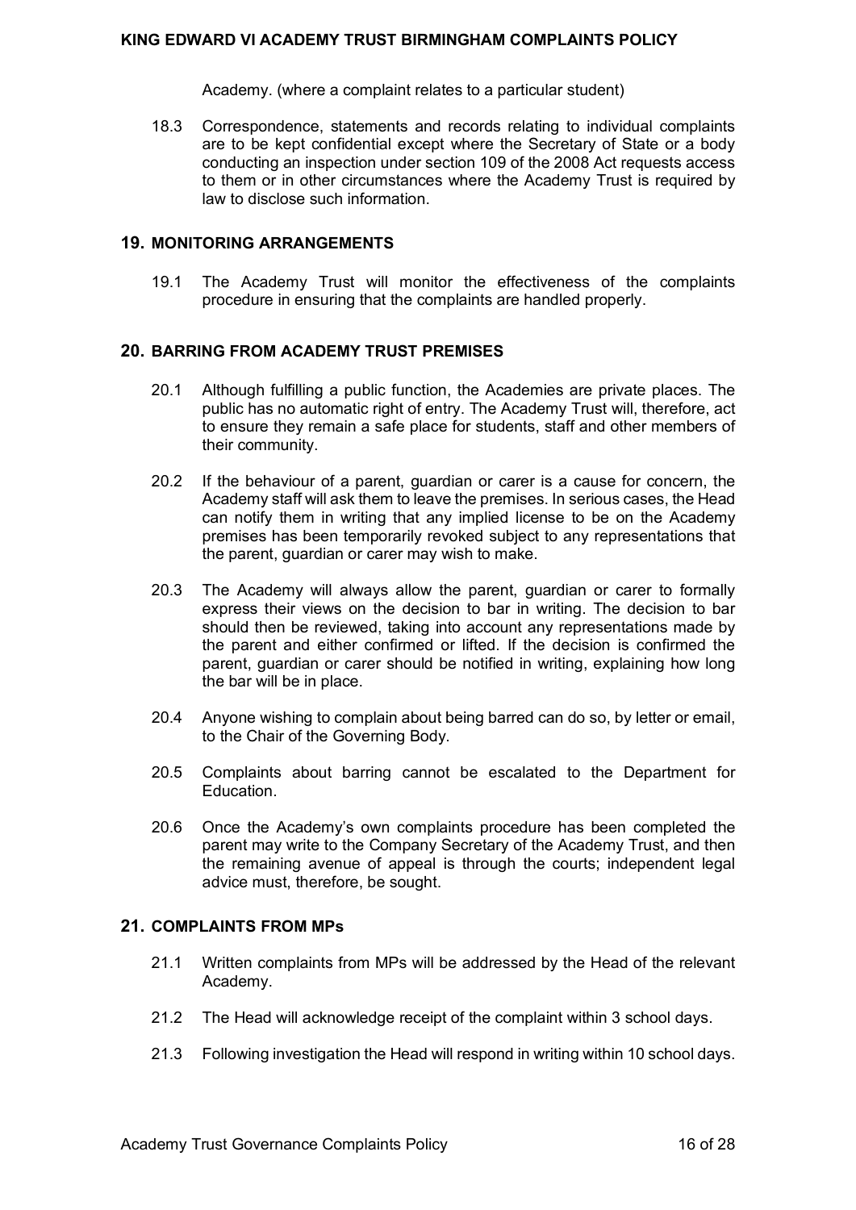Academy. (where a complaint relates to a particular student)

18.3 Correspondence, statements and records relating to individual complaints are to be kept confidential except where the Secretary of State or a body conducting an inspection under section 109 of the 2008 Act requests access to them or in other circumstances where the Academy Trust is required by law to disclose such information.

## 19. MONITORING ARRANGEMENTS

19.1 The Academy Trust will monitor the effectiveness of the complaints procedure in ensuring that the complaints are handled properly.

## 20. BARRING FROM ACADEMY TRUST PREMISES

20.1 Although fulfilling a public function, the Academies are private places. The public has no automatic right of entry. The Academy Trust will, therefore, act to ensure they remain a safe place for students, staff and other members of their community.

20.2 If the behaviour of a parent, guardian or carer is a cause for concern, the Academy staff will ask them to leave the premises. In serious cases, the Head can notify them in writing that any implied license to be on the Academy premises has been temporarily revoked subject to any representations that the parent, guardian or carer may wish to make.

20.3 The Academy will always allow the parent, guardian or carer to formally express their views on the decision to bar in writing. The decision to bar should then be reviewed, taking into account any representations made by the parent and either confirmed or lifted. If the decision is confirmed the parent, guardian or carer should be notified in writing, explaining how long the bar will be in place.

20.4 Anyone wishing to complain about being barred can do so, by letter or email, to the Chair of the Governing Body.

20.5 Complaints about barring cannot be escalated to the Department for Education.

20.6 Once the Academy's own complaints procedure has been completed the parent may write to the Company Secretary of the Academy Trust, and then the remaining avenue of appeal is through the courts; independent legal advice must, therefore, be sought.

## 21. COMPLAINTS FROM MPs

21.1 Written complaints from MPs will be addressed by the Head of the relevant Academy.

21.2 The Head will acknowledge receipt of the complaint within 3 school days.

21.3 Following investigation the Head will respond in writing within 10 school days.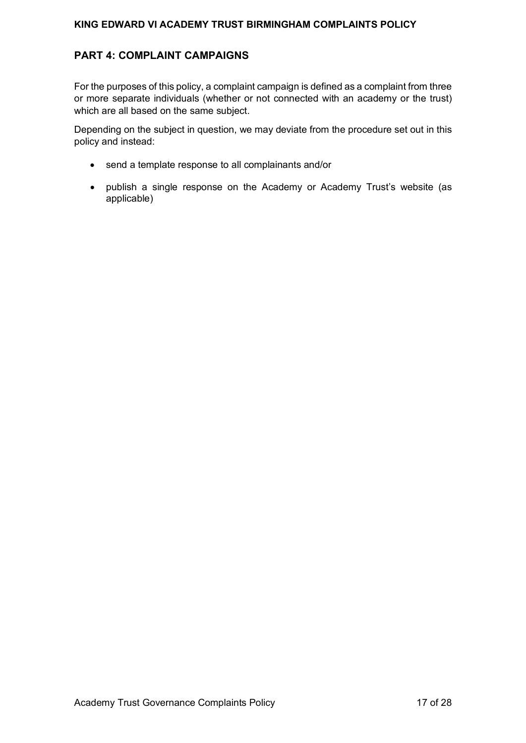## PART 4: COMPLAINT CAMPAIGNS

For the purposes of this policy, a complaint campaign is defined as a complaint from three or more separate individuals (whether or not connected with an academy or the trust) which are all based on the same subject.

Depending on the subject in question, we may deviate from the procedure set out in this policy and instead:

- send a template response to all complainants and/or
- publish a single response on the Academy or Academy Trust's website (as applicable)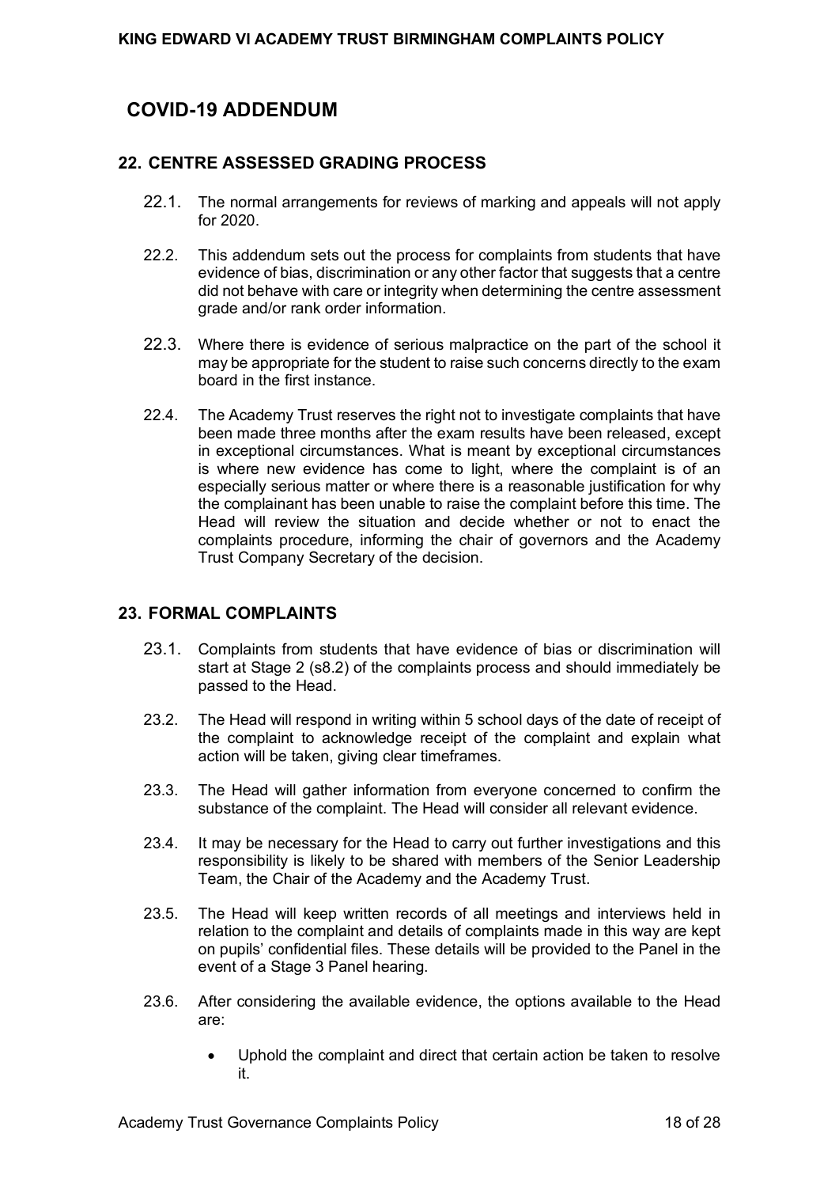# COVID-19 ADDENDUM

## 22. CENTRE ASSESSED GRADING PROCESS

22.1. The normal arrangements for reviews of marking and appeals will not apply for 2020.

22.2. This addendum sets out the process for complaints from students that have evidence of bias, discrimination or any other factor that suggests that a centre did not behave with care or integrity when determining the centre assessment grade and/or rank order information.

22.3. Where there is evidence of serious malpractice on the part of the school it may be appropriate for the student to raise such concerns directly to the exam board in the first instance.

22.4. The Academy Trust reserves the right not to investigate complaints that have been made three months after the exam results have been released, except in exceptional circumstances. What is meant by exceptional circumstances is where new evidence has come to light, where the complaint is of an especially serious matter or where there is a reasonable justification for why the complainant has been unable to raise the complaint before this time. The Head will review the situation and decide whether or not to enact the complaints procedure, informing the chair of governors and the Academy Trust Company Secretary of the decision.

## 23. FORMAL COMPLAINTS

23.1. Complaints from students that have evidence of bias or discrimination will start at Stage 2 (s8.2) of the complaints process and should immediately be passed to the Head.

23.2. The Head will respond in writing within 5 school days of the date of receipt of the complaint to acknowledge receipt of the complaint and explain what action will be taken, giving clear timeframes.

23.3. The Head will gather information from everyone concerned to confirm the substance of the complaint. The Head will consider all relevant evidence.

23.4. It may be necessary for the Head to carry out further investigations and this responsibility is likely to be shared with members of the Senior Leadership Team, the Chair of the Academy and the Academy Trust.

23.5. The Head will keep written records of all meetings and interviews held in relation to the complaint and details of complaints made in this way are kept on pupils' confidential files. These details will be provided to the Panel in the event of a Stage 3 Panel hearing.

23.6. After considering the available evidence, the options available to the Head are:

- Uphold the complaint and direct that certain action be taken to resolve it.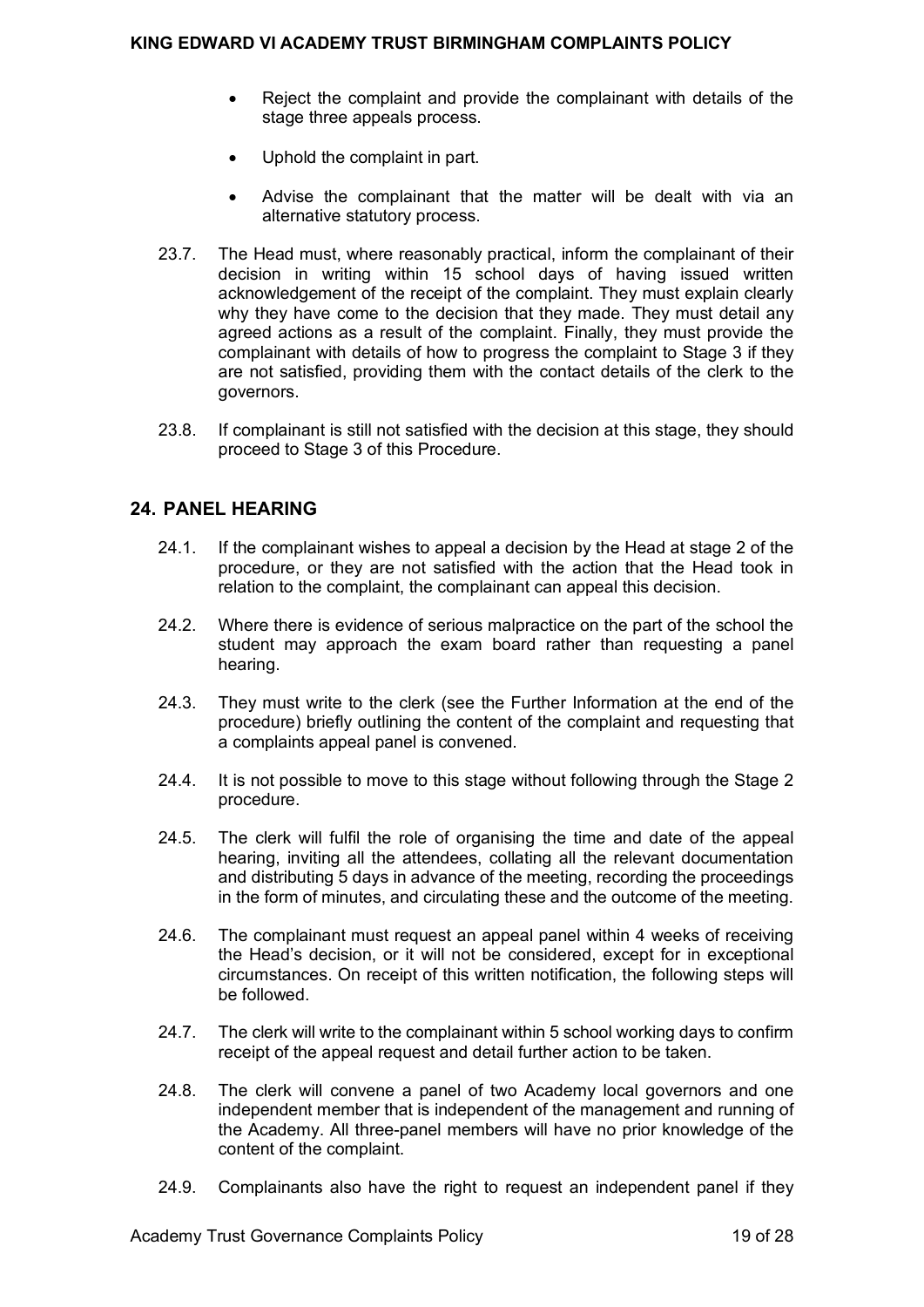- Reject the complaint and provide the complainant with details of the stage three appeals process.

- Uphold the complaint in part.

- Advise the complainant that the matter will be dealt with via an alternative statutory process.

23.7. The Head must, where reasonably practical, inform the complainant of their decision in writing within 15 school days of having issued written acknowledgement of the receipt of the complaint. They must explain clearly why they have come to the decision that they made. They must detail any agreed actions as a result of the complaint. Finally, they must provide the complainant with details of how to progress the complaint to Stage 3 if they are not satisfied, providing them with the contact details of the clerk to the governors.

23.8. If complainant is still not satisfied with the decision at this stage, they should proceed to Stage 3 of this Procedure.

## 24. PANEL HEARING

24.1. If the complainant wishes to appeal a decision by the Head at stage 2 of the procedure, or they are not satisfied with the action that the Head took in relation to the complaint, the complainant can appeal this decision.

24.2. Where there is evidence of serious malpractice on the part of the school the student may approach the exam board rather than requesting a panel hearing.

24.3. They must write to the clerk (see the Further Information at the end of the procedure) briefly outlining the content of the complaint and requesting that a complaints appeal panel is convened.

24.4. It is not possible to move to this stage without following through the Stage 2 procedure.

24.5. The clerk will fulfil the role of organising the time and date of the appeal hearing, inviting all the attendees, collating all the relevant documentation and distributing 5 days in advance of the meeting, recording the proceedings in the form of minutes, and circulating these and the outcome of the meeting.

24.6. The complainant must request an appeal panel within 4 weeks of receiving the Head's decision, or it will not be considered, except for in exceptional circumstances. On receipt of this written notification, the following steps will be followed.

24.7. The clerk will write to the complainant within 5 school working days to confirm receipt of the appeal request and detail further action to be taken.

24.8. The clerk will convene a panel of two Academy local governors and one independent member that is independent of the management and running of the Academy. All three-panel members will have no prior knowledge of the content of the complaint.

24.9. Complainants also have the right to request an independent panel if they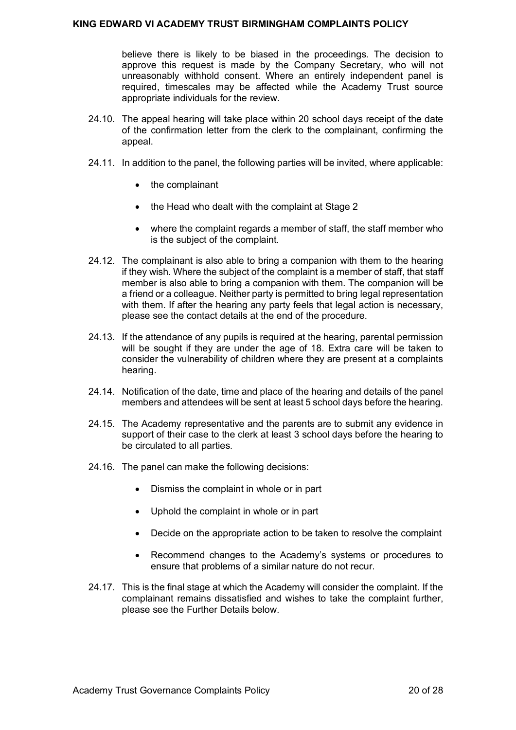believe there is likely to be biased in the proceedings. The decision to approve this request is made by the Company Secretary, who will not unreasonably withhold consent. Where an entirely independent panel is required, timescales may be affected while the Academy Trust source appropriate individuals for the review.

24.10. The appeal hearing will take place within 20 school days receipt of the date of the confirmation letter from the clerk to the complainant, confirming the appeal.

24.11. In addition to the panel, the following parties will be invited, where applicable:

- the complainant
- the Head who dealt with the complaint at Stage 2
- where the complaint regards a member of staff, the staff member who is the subject of the complaint.

24.12. The complainant is also able to bring a companion with them to the hearing if they wish. Where the subject of the complaint is a member of staff, that staff member is also able to bring a companion with them. The companion will be a friend or a colleague. Neither party is permitted to bring legal representation with them. If after the hearing any party feels that legal action is necessary, please see the contact details at the end of the procedure.

24.13. If the attendance of any pupils is required at the hearing, parental permission will be sought if they are under the age of 18. Extra care will be taken to consider the vulnerability of children where they are present at a complaints hearing.

24.14. Notification of the date, time and place of the hearing and details of the panel members and attendees will be sent at least 5 school days before the hearing.

24.15. The Academy representative and the parents are to submit any evidence in support of their case to the clerk at least 3 school days before the hearing to be circulated to all parties.

24.16. The panel can make the following decisions:

- Dismiss the complaint in whole or in part
- Uphold the complaint in whole or in part
- Decide on the appropriate action to be taken to resolve the complaint
- Recommend changes to the Academy's systems or procedures to ensure that problems of a similar nature do not recur.

24.17. This is the final stage at which the Academy will consider the complaint. If the complainant remains dissatisfied and wishes to take the complaint further, please see the Further Details below.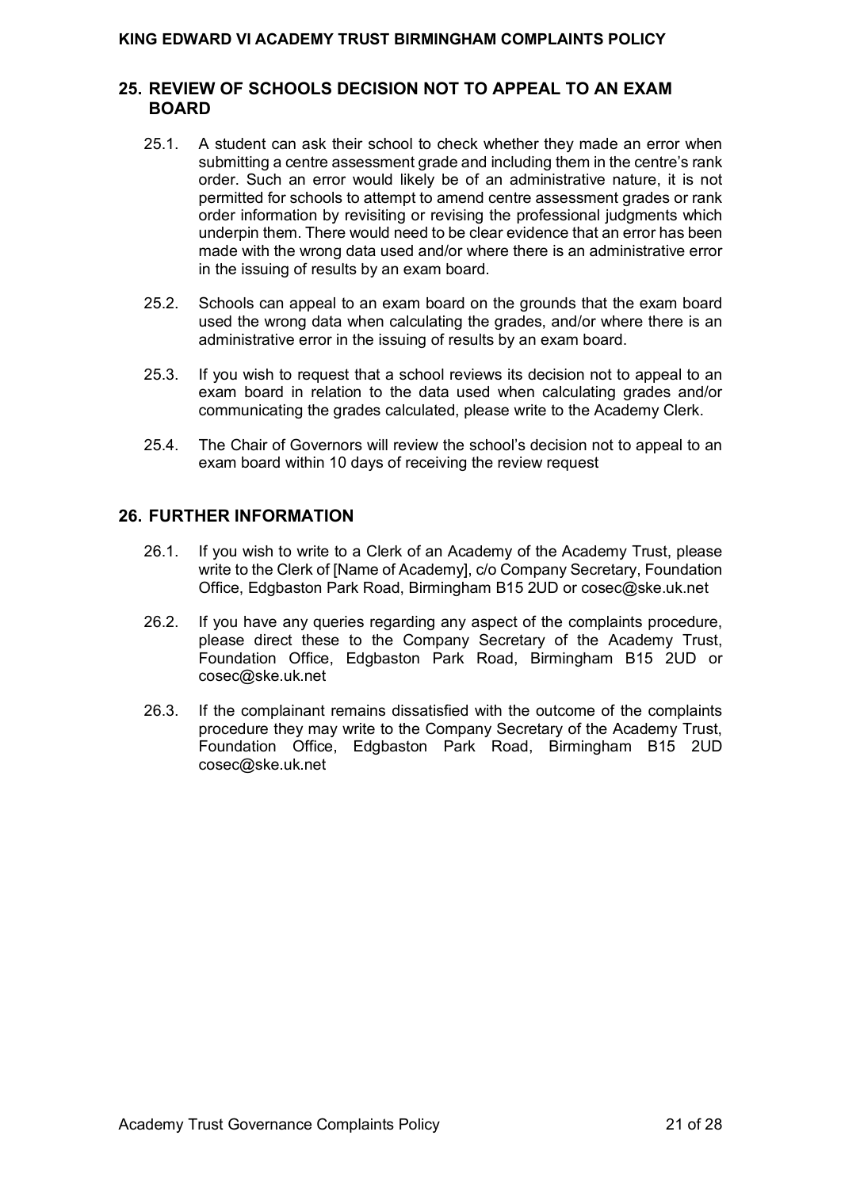## 25. REVIEW OF SCHOOLS DECISION NOT TO APPEAL TO AN EXAM BOARD

25.1. A student can ask their school to check whether they made an error when submitting a centre assessment grade and including them in the centre's rank order. Such an error would likely be of an administrative nature, it is not permitted for schools to attempt to amend centre assessment grades or rank order information by revisiting or revising the professional judgments which underpin them. There would need to be clear evidence that an error has been made with the wrong data used and/or where there is an administrative error in the issuing of results by an exam board.

25.2. Schools can appeal to an exam board on the grounds that the exam board used the wrong data when calculating the grades, and/or where there is an administrative error in the issuing of results by an exam board.

25.3. If you wish to request that a school reviews its decision not to appeal to an exam board in relation to the data used when calculating grades and/or communicating the grades calculated, please write to the Academy Clerk.

25.4. The Chair of Governors will review the school's decision not to appeal to an exam board within 10 days of receiving the review request

## 26. FURTHER INFORMATION

26.1. If you wish to write to a Clerk of an Academy of the Academy Trust, please write to the Clerk of [Name of Academy], c/o Company Secretary, Foundation Office, Edgbaston Park Road, Birmingham B15 2UD or cosec@ske.uk.net

26.2. If you have any queries regarding any aspect of the complaints procedure, please direct these to the Company Secretary of the Academy Trust, Foundation Office, Edgbaston Park Road, Birmingham B15 2UD or cosec@ske.uk.net

26.3. If the complainant remains dissatisfied with the outcome of the complaints procedure they may write to the Company Secretary of the Academy Trust, Foundation Office, Edgbaston Park Road, Birmingham B15 2UD cosec@ske.uk.net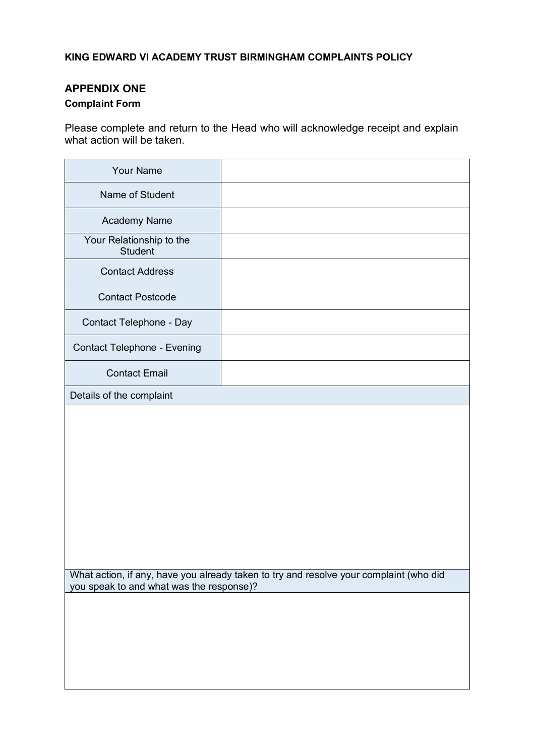**KING EDWARD VI ACADEMY TRUST BIRMINGHAM COMPLAINTS POLICY**

## APPENDIX ONE

### Complaint Form

Please complete and return to the Head who will acknowledge receipt and explain what action will be taken.

| Your Name | |
|---|---|
| Name of Student | |
| Academy Name | |
| Your Relationship to the Student | |
| Contact Address | |
| Contact Postcode | |
| Contact Telephone - Day | |
| Contact Telephone - Evening | |
| Contact Email | |

| Details of the complaint |
|---|
| |

| What action, if any, have you already taken to try and resolve your complaint (who did you speak to and what was the response)? |
|---|
| |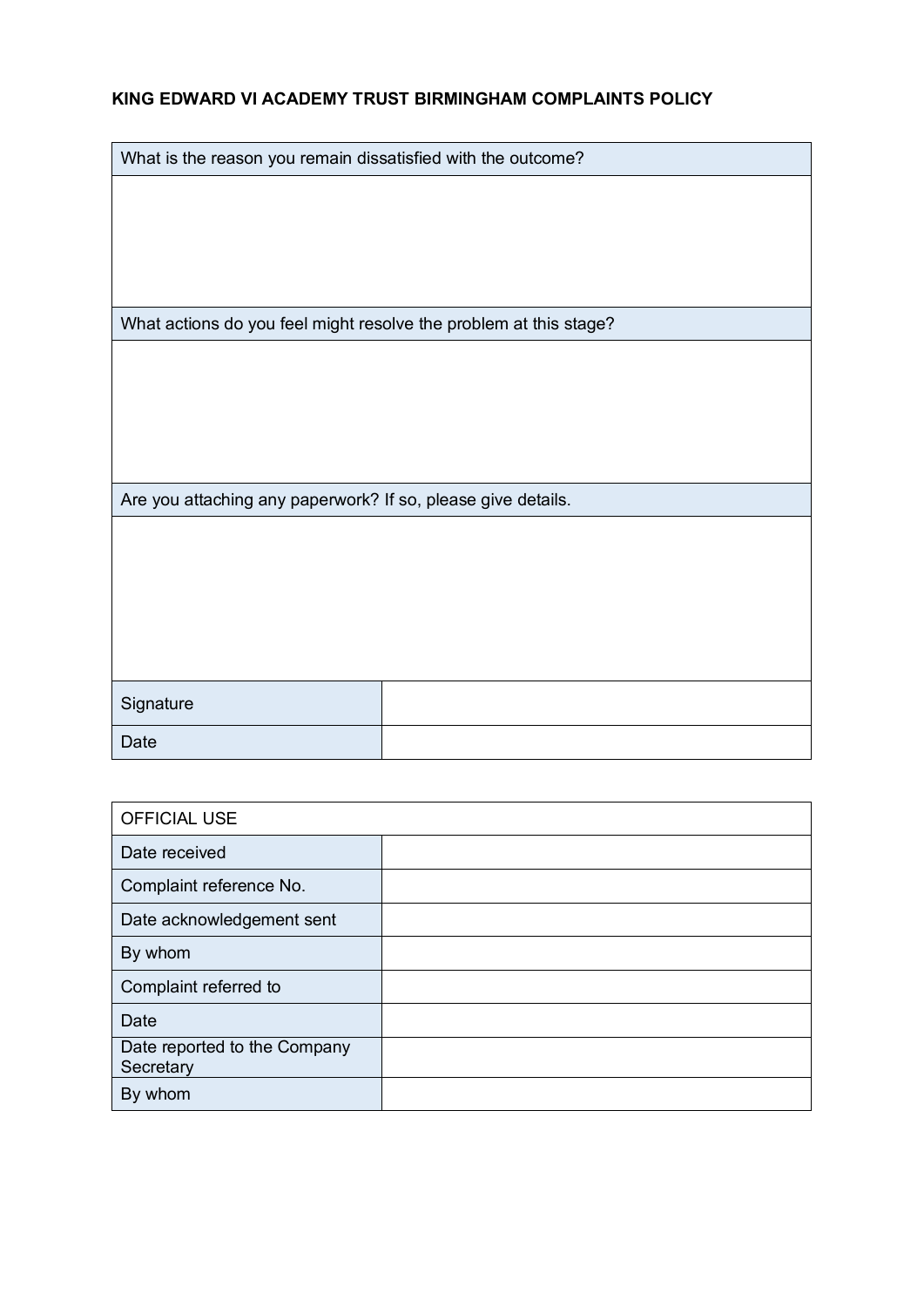**KING EDWARD VI ACADEMY TRUST BIRMINGHAM COMPLAINTS POLICY**

| What is the reason you remain dissatisfied with the outcome? |
| --- |
| |

| What actions do you feel might resolve the problem at this stage? |
| --- |
| |

| Are you attaching any paperwork? If so, please give details. |
| --- |
| |

| | |
| --- | --- |
| Signature | |
| Date | |

| OFFICIAL USE | |
| --- | --- |
| Date received | |
| Complaint reference No. | |
| Date acknowledgement sent | |
| By whom | |
| Complaint referred to | |
| Date | |
| Date reported to the Company Secretary | |
| By whom | |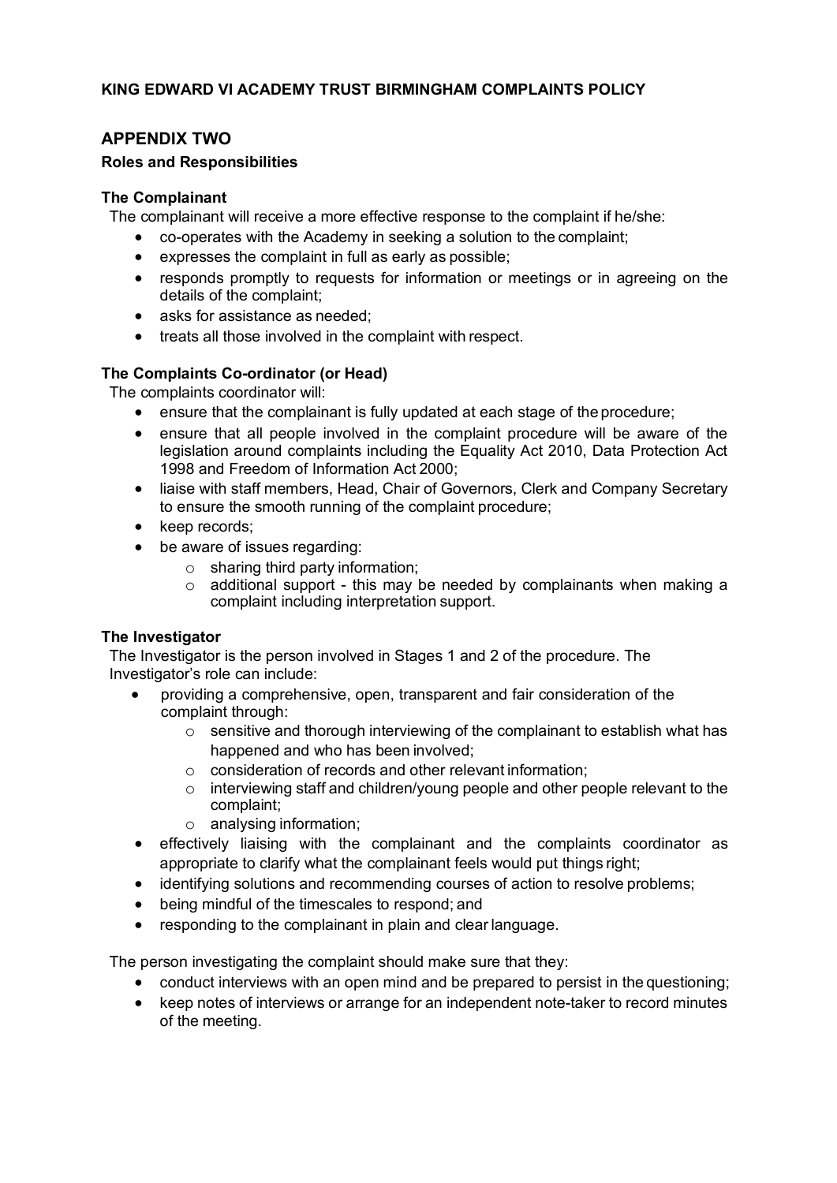**KING EDWARD VI ACADEMY TRUST BIRMINGHAM COMPLAINTS POLICY**

## APPENDIX TWO

### Roles and Responsibilities

**The Complainant**

The complainant will receive a more effective response to the complaint if he/she:

- co-operates with the Academy in seeking a solution to the complaint;
- expresses the complaint in full as early as possible;
- responds promptly to requests for information or meetings or in agreeing on the details of the complaint;
- asks for assistance as needed;
- treats all those involved in the complaint with respect.

**The Complaints Co-ordinator (or Head)**

The complaints coordinator will:

- ensure that the complainant is fully updated at each stage of the procedure;
- ensure that all people involved in the complaint procedure will be aware of the legislation around complaints including the Equality Act 2010, Data Protection Act 1998 and Freedom of Information Act 2000;
- liaise with staff members, Head, Chair of Governors, Clerk and Company Secretary to ensure the smooth running of the complaint procedure;
- keep records;
- be aware of issues regarding:
  - sharing third party information;
  - additional support - this may be needed by complainants when making a complaint including interpretation support.

**The Investigator**

The Investigator is the person involved in Stages 1 and 2 of the procedure. The Investigator's role can include:

- providing a comprehensive, open, transparent and fair consideration of the complaint through:
  - sensitive and thorough interviewing of the complainant to establish what has happened and who has been involved;
  - consideration of records and other relevant information;
  - interviewing staff and children/young people and other people relevant to the complaint;
  - analysing information;
- effectively liaising with the complainant and the complaints coordinator as appropriate to clarify what the complainant feels would put things right;
- identifying solutions and recommending courses of action to resolve problems;
- being mindful of the timescales to respond; and
- responding to the complainant in plain and clear language.

The person investigating the complaint should make sure that they:

- conduct interviews with an open mind and be prepared to persist in the questioning;
- keep notes of interviews or arrange for an independent note-taker to record minutes of the meeting.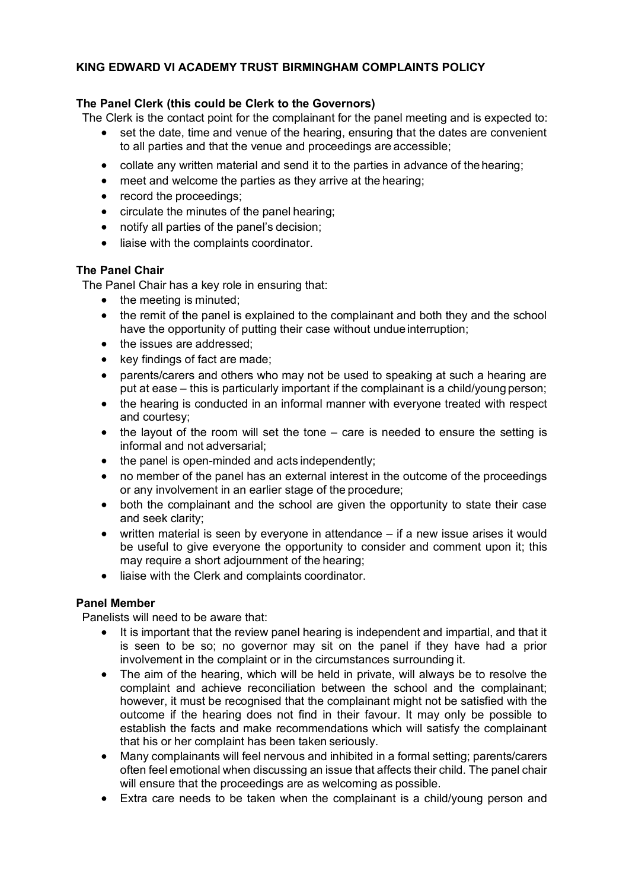**KING EDWARD VI ACADEMY TRUST BIRMINGHAM COMPLAINTS POLICY**

**The Panel Clerk (this could be Clerk to the Governors)**

The Clerk is the contact point for the complainant for the panel meeting and is expected to:

- set the date, time and venue of the hearing, ensuring that the dates are convenient to all parties and that the venue and proceedings are accessible;
- collate any written material and send it to the parties in advance of the hearing;
- meet and welcome the parties as they arrive at the hearing;
- record the proceedings;
- circulate the minutes of the panel hearing;
- notify all parties of the panel's decision;
- liaise with the complaints coordinator.

**The Panel Chair**

The Panel Chair has a key role in ensuring that:

- the meeting is minuted;
- the remit of the panel is explained to the complainant and both they and the school have the opportunity of putting their case without undue interruption;
- the issues are addressed;
- key findings of fact are made;
- parents/carers and others who may not be used to speaking at such a hearing are put at ease – this is particularly important if the complainant is a child/young person;
- the hearing is conducted in an informal manner with everyone treated with respect and courtesy;
- the layout of the room will set the tone – care is needed to ensure the setting is informal and not adversarial;
- the panel is open-minded and acts independently;
- no member of the panel has an external interest in the outcome of the proceedings or any involvement in an earlier stage of the procedure;
- both the complainant and the school are given the opportunity to state their case and seek clarity;
- written material is seen by everyone in attendance – if a new issue arises it would be useful to give everyone the opportunity to consider and comment upon it; this may require a short adjournment of the hearing;
- liaise with the Clerk and complaints coordinator.

**Panel Member**

Panelists will need to be aware that:

- It is important that the review panel hearing is independent and impartial, and that it is seen to be so; no governor may sit on the panel if they have had a prior involvement in the complaint or in the circumstances surrounding it.
- The aim of the hearing, which will be held in private, will always be to resolve the complaint and achieve reconciliation between the school and the complainant; however, it must be recognised that the complainant might not be satisfied with the outcome if the hearing does not find in their favour. It may only be possible to establish the facts and make recommendations which will satisfy the complainant that his or her complaint has been taken seriously.
- Many complainants will feel nervous and inhibited in a formal setting; parents/carers often feel emotional when discussing an issue that affects their child. The panel chair will ensure that the proceedings are as welcoming as possible.
- Extra care needs to be taken when the complainant is a child/young person and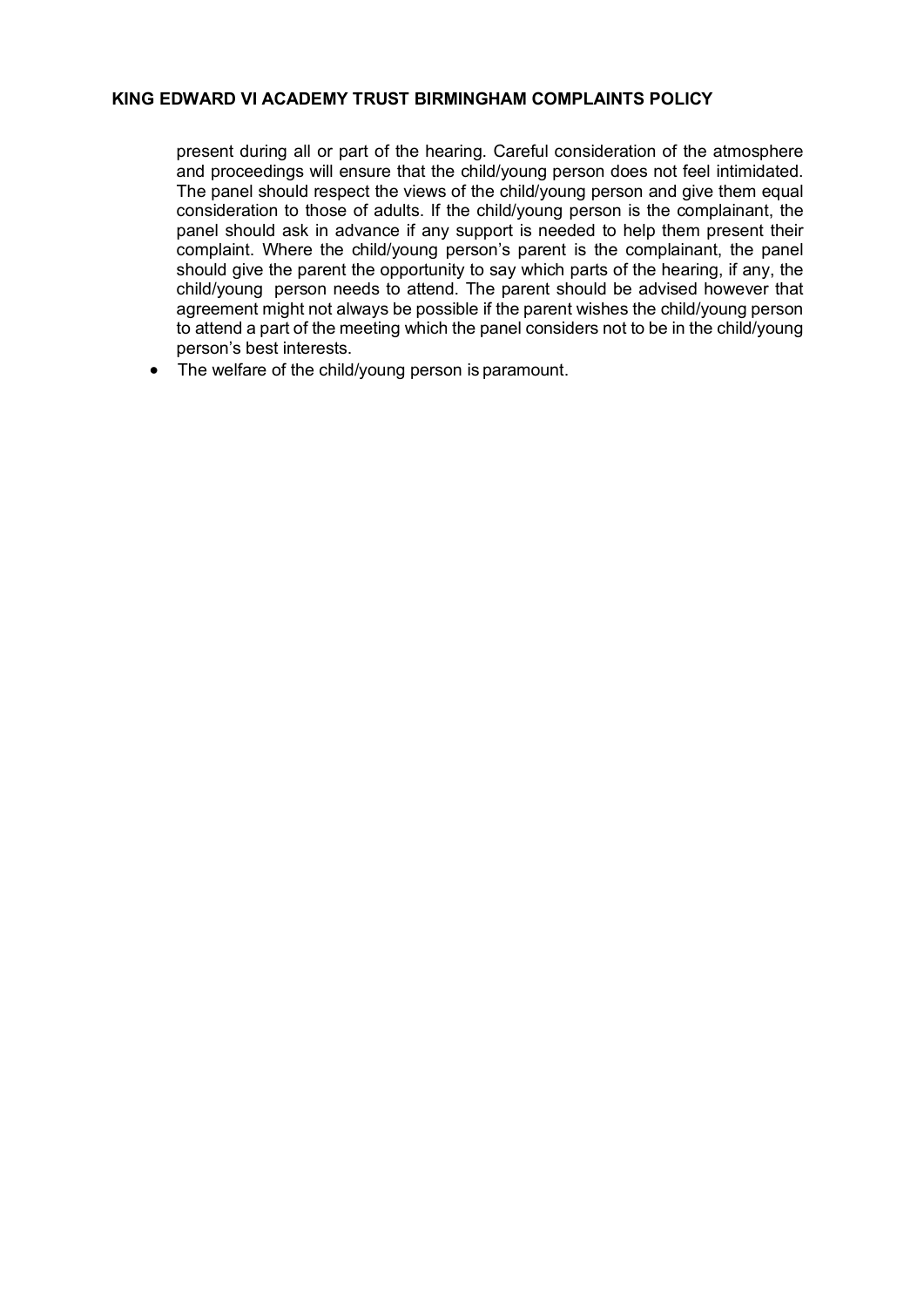present during all or part of the hearing. Careful consideration of the atmosphere and proceedings will ensure that the child/young person does not feel intimidated. The panel should respect the views of the child/young person and give them equal consideration to those of adults. If the child/young person is the complainant, the panel should ask in advance if any support is needed to help them present their complaint. Where the child/young person's parent is the complainant, the panel should give the parent the opportunity to say which parts of the hearing, if any, the child/young person needs to attend. The parent should be advised however that agreement might not always be possible if the parent wishes the child/young person to attend a part of the meeting which the panel considers not to be in the child/young person's best interests.

- The welfare of the child/young person is paramount.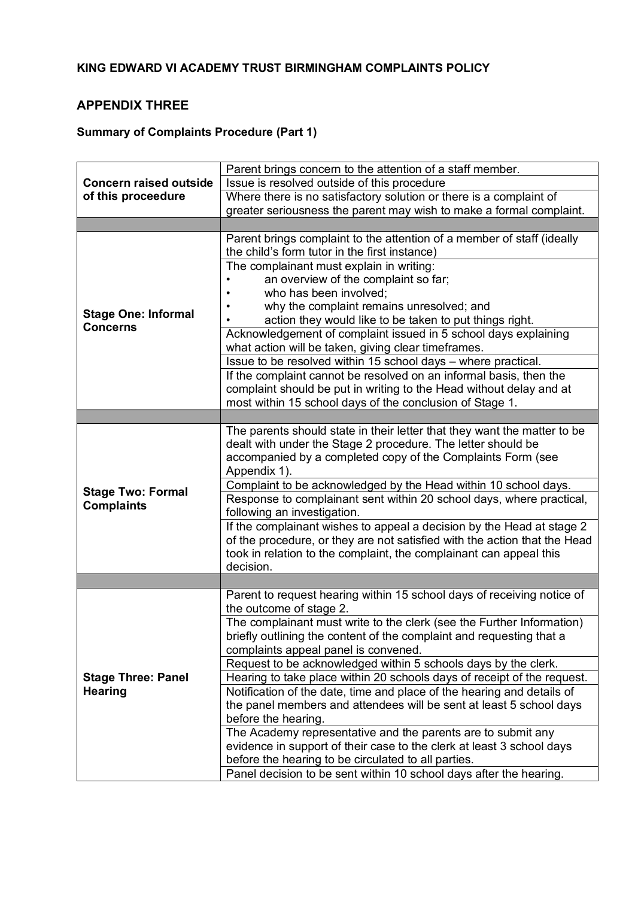**KING EDWARD VI ACADEMY TRUST BIRMINGHAM COMPLAINTS POLICY**

## APPENDIX THREE

### Summary of Complaints Procedure (Part 1)

| | |
|---|---|
| **Concern raised outside of this proceedure** | Parent brings concern to the attention of a staff member. |
| | Issue is resolved outside of this procedure |
| | Where there is no satisfactory solution or there is a complaint of greater seriousness the parent may wish to make a formal complaint. |
| | |
| **Stage One: Informal Concerns** | Parent brings complaint to the attention of a member of staff (ideally the child's form tutor in the first instance) |
| | The complainant must explain in writing:<br>• an overview of the complaint so far;<br>• who has been involved;<br>• why the complaint remains unresolved; and<br>• action they would like to be taken to put things right. |
| | Acknowledgement of complaint issued in 5 school days explaining what action will be taken, giving clear timeframes. |
| | Issue to be resolved within 15 school days – where practical. |
| | If the complaint cannot be resolved on an informal basis, then the complaint should be put in writing to the Head without delay and at most within 15 school days of the conclusion of Stage 1. |
| | |
| **Stage Two: Formal Complaints** | The parents should state in their letter that they want the matter to be dealt with under the Stage 2 procedure. The letter should be accompanied by a completed copy of the Complaints Form (see Appendix 1). |
| | Complaint to be acknowledged by the Head within 10 school days. |
| | Response to complainant sent within 20 school days, where practical, following an investigation. |
| | If the complainant wishes to appeal a decision by the Head at stage 2 of the procedure, or they are not satisfied with the action that the Head took in relation to the complaint, the complainant can appeal this decision. |
| | |
| **Stage Three: Panel Hearing** | Parent to request hearing within 15 school days of receiving notice of the outcome of stage 2. |
| | The complainant must write to the clerk (see the Further Information) briefly outlining the content of the complaint and requesting that a complaints appeal panel is convened. |
| | Request to be acknowledged within 5 schools days by the clerk. |
| | Hearing to take place within 20 schools days of receipt of the request. |
| | Notification of the date, time and place of the hearing and details of the panel members and attendees will be sent at least 5 school days before the hearing. |
| | The Academy representative and the parents are to submit any evidence in support of their case to the clerk at least 3 school days before the hearing to be circulated to all parties. |
| | Panel decision to be sent within 10 school days after the hearing. |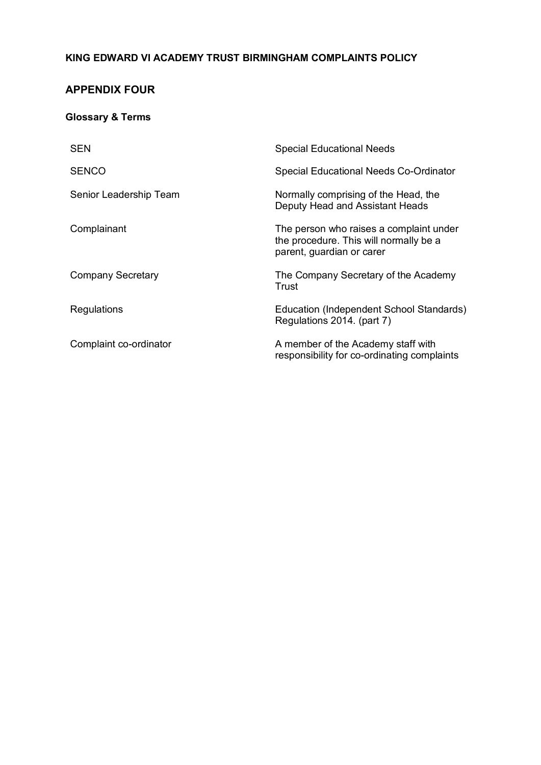**KING EDWARD VI ACADEMY TRUST BIRMINGHAM COMPLAINTS POLICY**

## APPENDIX FOUR

### Glossary & Terms

| | |
|---|---|
| SEN | Special Educational Needs |
| SENCO | Special Educational Needs Co-Ordinator |
| Senior Leadership Team | Normally comprising of the Head, the Deputy Head and Assistant Heads |
| Complainant | The person who raises a complaint under the procedure. This will normally be a parent, guardian or carer |
| Company Secretary | The Company Secretary of the Academy Trust |
| Regulations | Education (Independent School Standards) Regulations 2014. (part 7) |
| Complaint co-ordinator | A member of the Academy staff with responsibility for co-ordinating complaints |